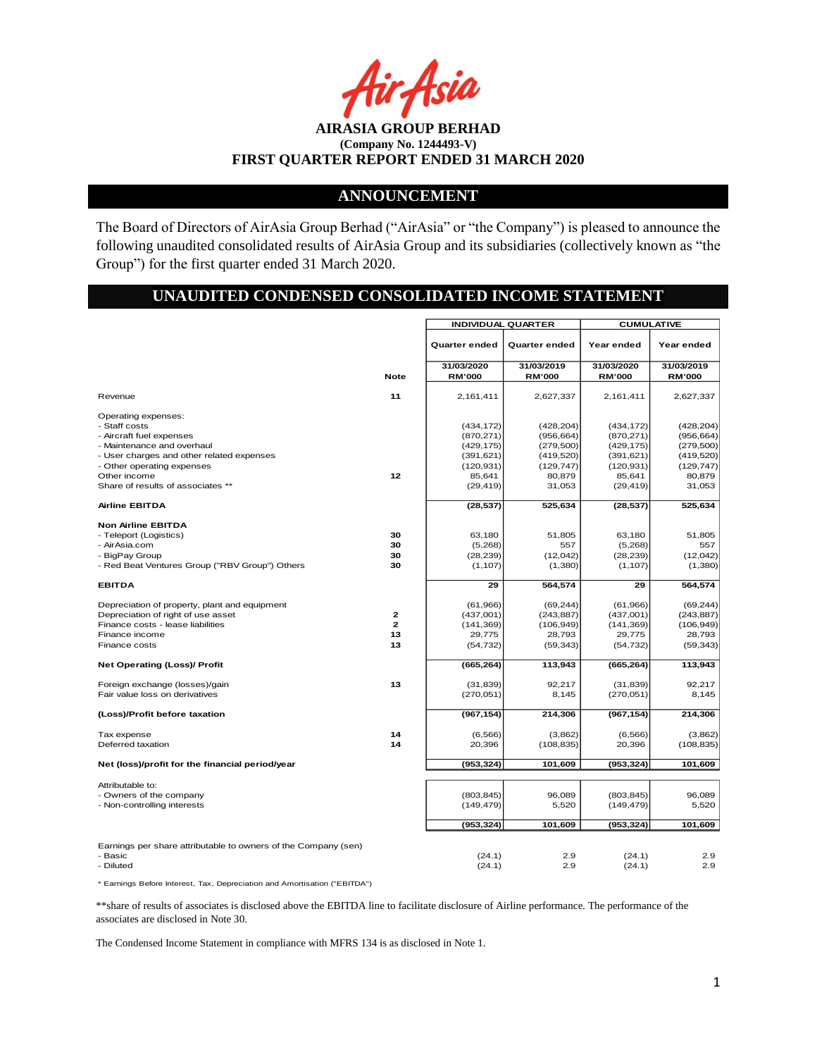**AIRASIA GROUP BERHAD**
**(Company No. 1244493-V)**
**FIRST QUARTER REPORT ENDED 31 MARCH 2020**

## ANNOUNCEMENT

The Board of Directors of AirAsia Group Berhad ("AirAsia" or "the Company") is pleased to announce the following unaudited consolidated results of AirAsia Group and its subsidiaries (collectively known as "the Group") for the first quarter ended 31 March 2020.

## UNAUDITED CONDENSED CONSOLIDATED INCOME STATEMENT

| | | INDIVIDUAL QUARTER | | CUMULATIVE | |
|---|---|---|---|---|---|
| | | Quarter ended | Quarter ended | Year ended | Year ended |
| | Note | 31/03/2020 RM'000 | 31/03/2019 RM'000 | 31/03/2020 RM'000 | 31/03/2019 RM'000 |
| Revenue | 11 | 2,161,411 | 2,627,337 | 2,161,411 | 2,627,337 |
| Operating expenses: | | | | | |
| - Staff costs | | (434,172) | (428,204) | (434,172) | (428,204) |
| - Aircraft fuel expenses | | (870,271) | (956,664) | (870,271) | (956,664) |
| - Maintenance and overhaul | | (429,175) | (279,500) | (429,175) | (279,500) |
| - User charges and other related expenses | | (391,621) | (419,520) | (391,621) | (419,520) |
| - Other operating expenses | | (120,931) | (129,747) | (120,931) | (129,747) |
| Other income | 12 | 85,641 | 80,879 | 85,641 | 80,879 |
| Share of results of associates ** | | (29,419) | 31,053 | (29,419) | 31,053 |
| **Airline EBITDA** | | **(28,537)** | **525,634** | **(28,537)** | **525,634** |
| **Non Airline EBITDA** | | | | | |
| - Teleport (Logistics) | 30 | 63,180 | 51,805 | 63,180 | 51,805 |
| - AirAsia.com | 30 | (5,268) | 557 | (5,268) | 557 |
| - BigPay Group | 30 | (28,239) | (12,042) | (28,239) | (12,042) |
| - Red Beat Ventures Group ("RBV Group") Others | 30 | (1,107) | (1,380) | (1,107) | (1,380) |
| **EBITDA** | | **29** | **564,574** | **29** | **564,574** |
| Depreciation of property, plant and equipment | | (61,966) | (69,244) | (61,966) | (69,244) |
| Depreciation of right of use asset | 2 | (437,001) | (243,887) | (437,001) | (243,887) |
| Finance costs - lease liabilities | 2 | (141,369) | (106,949) | (141,369) | (106,949) |
| Finance income | 13 | 29,775 | 28,793 | 29,775 | 28,793 |
| Finance costs | 13 | (54,732) | (59,343) | (54,732) | (59,343) |
| **Net Operating (Loss)/ Profit** | | **(665,264)** | **113,943** | **(665,264)** | **113,943** |
| Foreign exchange (losses)/gain | 13 | (31,839) | 92,217 | (31,839) | 92,217 |
| Fair value loss on derivatives | | (270,051) | 8,145 | (270,051) | 8,145 |
| **(Loss)/Profit before taxation** | | **(967,154)** | **214,306** | **(967,154)** | **214,306** |
| Tax expense | 14 | (6,566) | (3,862) | (6,566) | (3,862) |
| Deferred taxation | 14 | 20,396 | (108,835) | 20,396 | (108,835) |
| **Net (loss)/profit for the financial period/year** | | **(953,324)** | **101,609** | **(953,324)** | **101,609** |
| Attributable to: | | | | | |
| - Owners of the company | | (803,845) | 96,089 | (803,845) | 96,089 |
| - Non-controlling interests | | (149,479) | 5,520 | (149,479) | 5,520 |
| | | **(953,324)** | **101,609** | **(953,324)** | **101,609** |
| Earnings per share attributable to owners of the Company (sen) | | | | | |
| - Basic | | (24.1) | 2.9 | (24.1) | 2.9 |
| - Diluted | | (24.1) | 2.9 | (24.1) | 2.9 |

\* Earnings Before Interest, Tax, Depreciation and Amortisation ("EBITDA")

**share of results of associates is disclosed above the EBITDA line to facilitate disclosure of Airline performance. The performance of the associates are disclosed in Note 30.

The Condensed Income Statement in compliance with MFRS 134 is as disclosed in Note 1.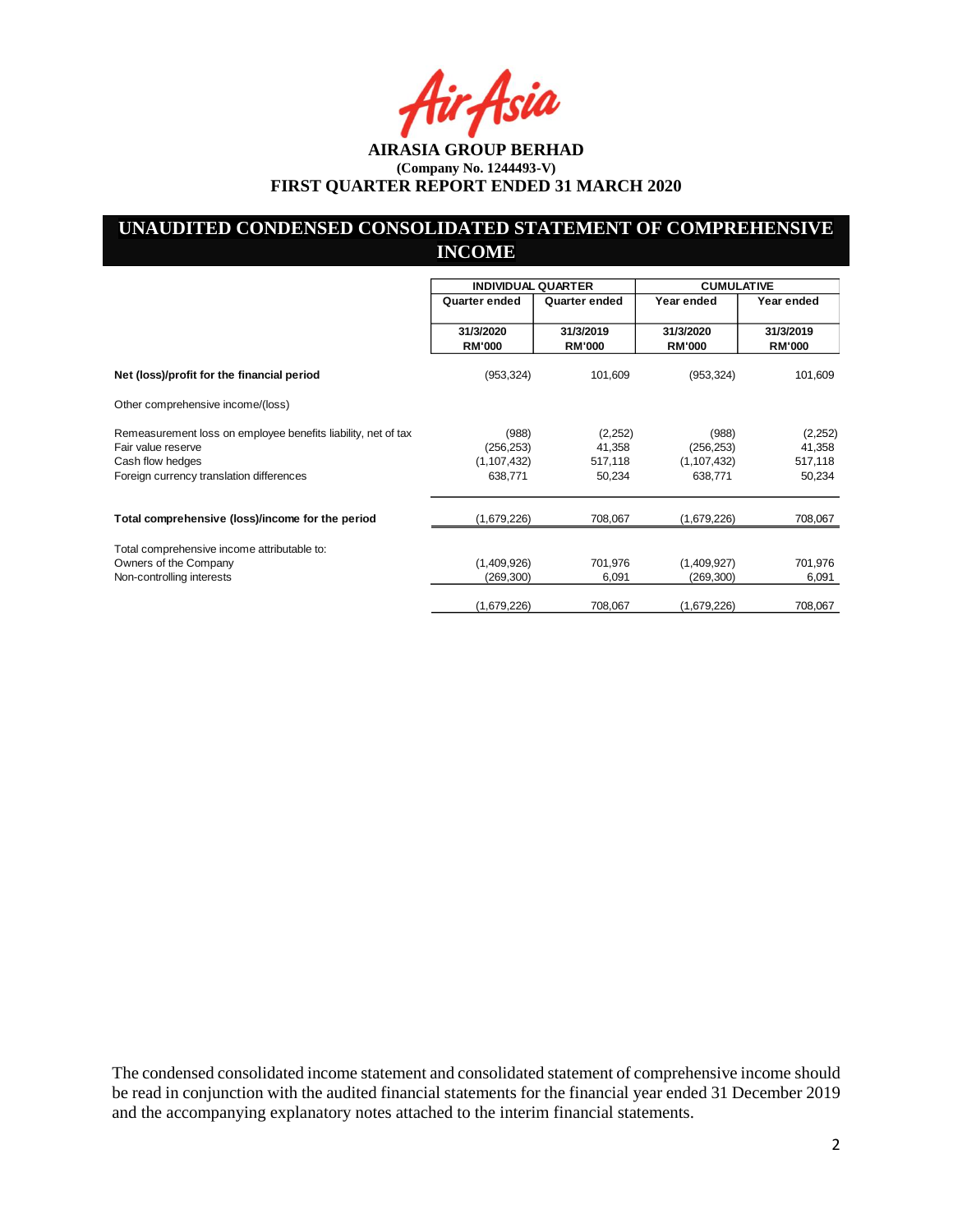**AIRASIA GROUP BERHAD**
**(Company No. 1244493-V)**
**FIRST QUARTER REPORT ENDED 31 MARCH 2020**

## UNAUDITED CONDENSED CONSOLIDATED STATEMENT OF COMPREHENSIVE INCOME

| | INDIVIDUAL QUARTER | | CUMULATIVE | |
|---|---|---|---|---|
| | Quarter ended | Quarter ended | Year ended | Year ended |
| | 31/3/2020 RM'000 | 31/3/2019 RM'000 | 31/3/2020 RM'000 | 31/3/2019 RM'000 |
| **Net (loss)/profit for the financial period** | (953,324) | 101,609 | (953,324) | 101,609 |
| Other comprehensive income/(loss) | | | | |
| Remeasurement loss on employee benefits liability, net of tax | (988) | (2,252) | (988) | (2,252) |
| Fair value reserve | (256,253) | 41,358 | (256,253) | 41,358 |
| Cash flow hedges | (1,107,432) | 517,118 | (1,107,432) | 517,118 |
| Foreign currency translation differences | 638,771 | 50,234 | 638,771 | 50,234 |
| **Total comprehensive (loss)/income for the period** | (1,679,226) | 708,067 | (1,679,226) | 708,067 |
| Total comprehensive income attributable to: | | | | |
| Owners of the Company | (1,409,926) | 701,976 | (1,409,927) | 701,976 |
| Non-controlling interests | (269,300) | 6,091 | (269,300) | 6,091 |
| | (1,679,226) | 708,067 | (1,679,226) | 708,067 |

The condensed consolidated income statement and consolidated statement of comprehensive income should be read in conjunction with the audited financial statements for the financial year ended 31 December 2019 and the accompanying explanatory notes attached to the interim financial statements.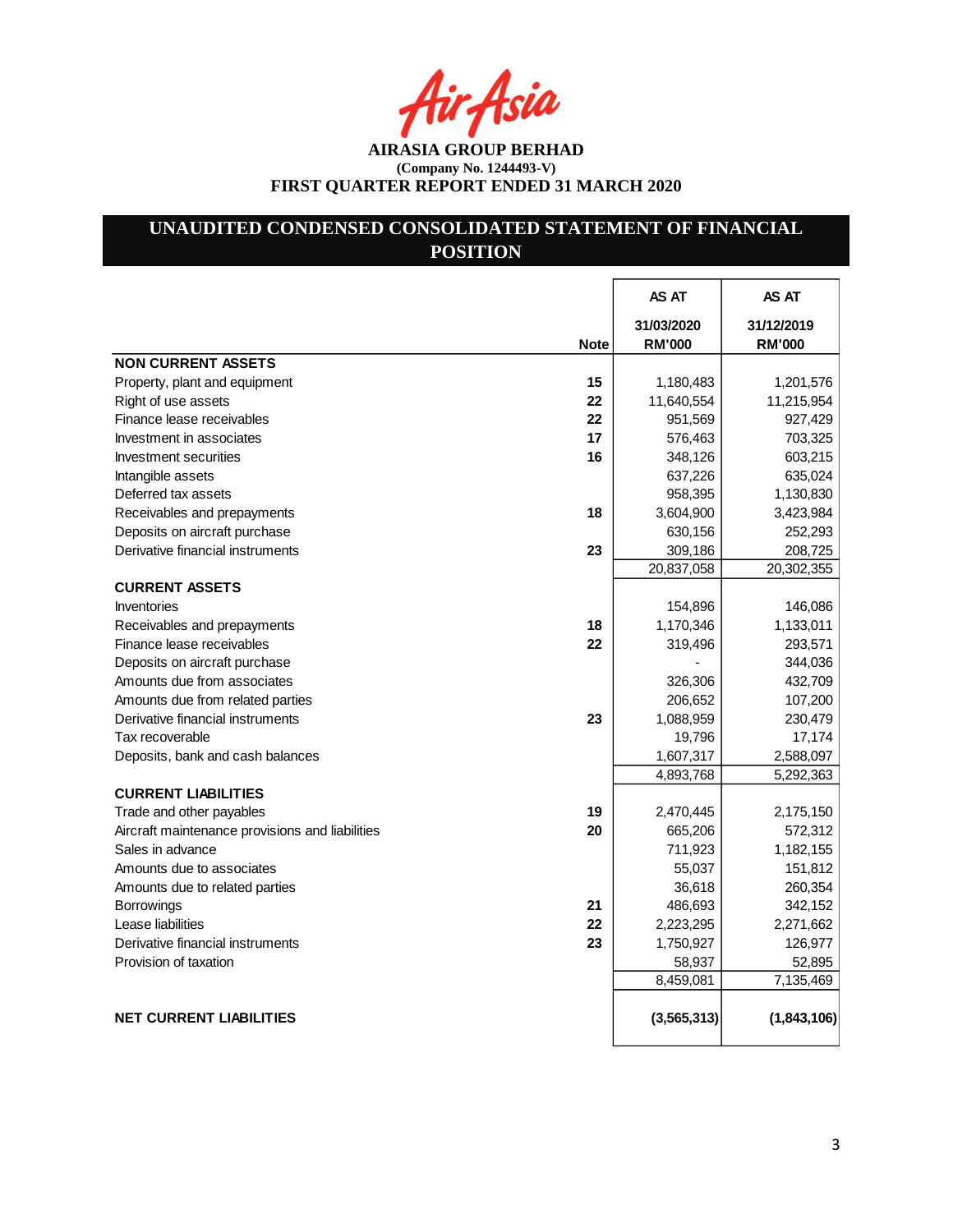**AIRASIA GROUP BERHAD**
**(Company No. 1244493-V)**
**FIRST QUARTER REPORT ENDED 31 MARCH 2020**

## UNAUDITED CONDENSED CONSOLIDATED STATEMENT OF FINANCIAL POSITION

| | Note | AS AT 31/03/2020 RM'000 | AS AT 31/12/2019 RM'000 |
|---|---|---|---|
| **NON CURRENT ASSETS** | | | |
| Property, plant and equipment | 15 | 1,180,483 | 1,201,576 |
| Right of use assets | 22 | 11,640,554 | 11,215,954 |
| Finance lease receivables | 22 | 951,569 | 927,429 |
| Investment in associates | 17 | 576,463 | 703,325 |
| Investment securities | 16 | 348,126 | 603,215 |
| Intangible assets | | 637,226 | 635,024 |
| Deferred tax assets | | 958,395 | 1,130,830 |
| Receivables and prepayments | 18 | 3,604,900 | 3,423,984 |
| Deposits on aircraft purchase | | 630,156 | 252,293 |
| Derivative financial instruments | 23 | 309,186 | 208,725 |
| | | 20,837,058 | 20,302,355 |
| **CURRENT ASSETS** | | | |
| Inventories | | 154,896 | 146,086 |
| Receivables and prepayments | 18 | 1,170,346 | 1,133,011 |
| Finance lease receivables | 22 | 319,496 | 293,571 |
| Deposits on aircraft purchase | | - | 344,036 |
| Amounts due from associates | | 326,306 | 432,709 |
| Amounts due from related parties | | 206,652 | 107,200 |
| Derivative financial instruments | 23 | 1,088,959 | 230,479 |
| Tax recoverable | | 19,796 | 17,174 |
| Deposits, bank and cash balances | | 1,607,317 | 2,588,097 |
| | | 4,893,768 | 5,292,363 |
| **CURRENT LIABILITIES** | | | |
| Trade and other payables | 19 | 2,470,445 | 2,175,150 |
| Aircraft maintenance provisions and liabilities | 20 | 665,206 | 572,312 |
| Sales in advance | | 711,923 | 1,182,155 |
| Amounts due to associates | | 55,037 | 151,812 |
| Amounts due to related parties | | 36,618 | 260,354 |
| Borrowings | 21 | 486,693 | 342,152 |
| Lease liabilities | 22 | 2,223,295 | 2,271,662 |
| Derivative financial instruments | 23 | 1,750,927 | 126,977 |
| Provision of taxation | | 58,937 | 52,895 |
| | | 8,459,081 | 7,135,469 |
| **NET CURRENT LIABILITIES** | | **(3,565,313)** | **(1,843,106)** |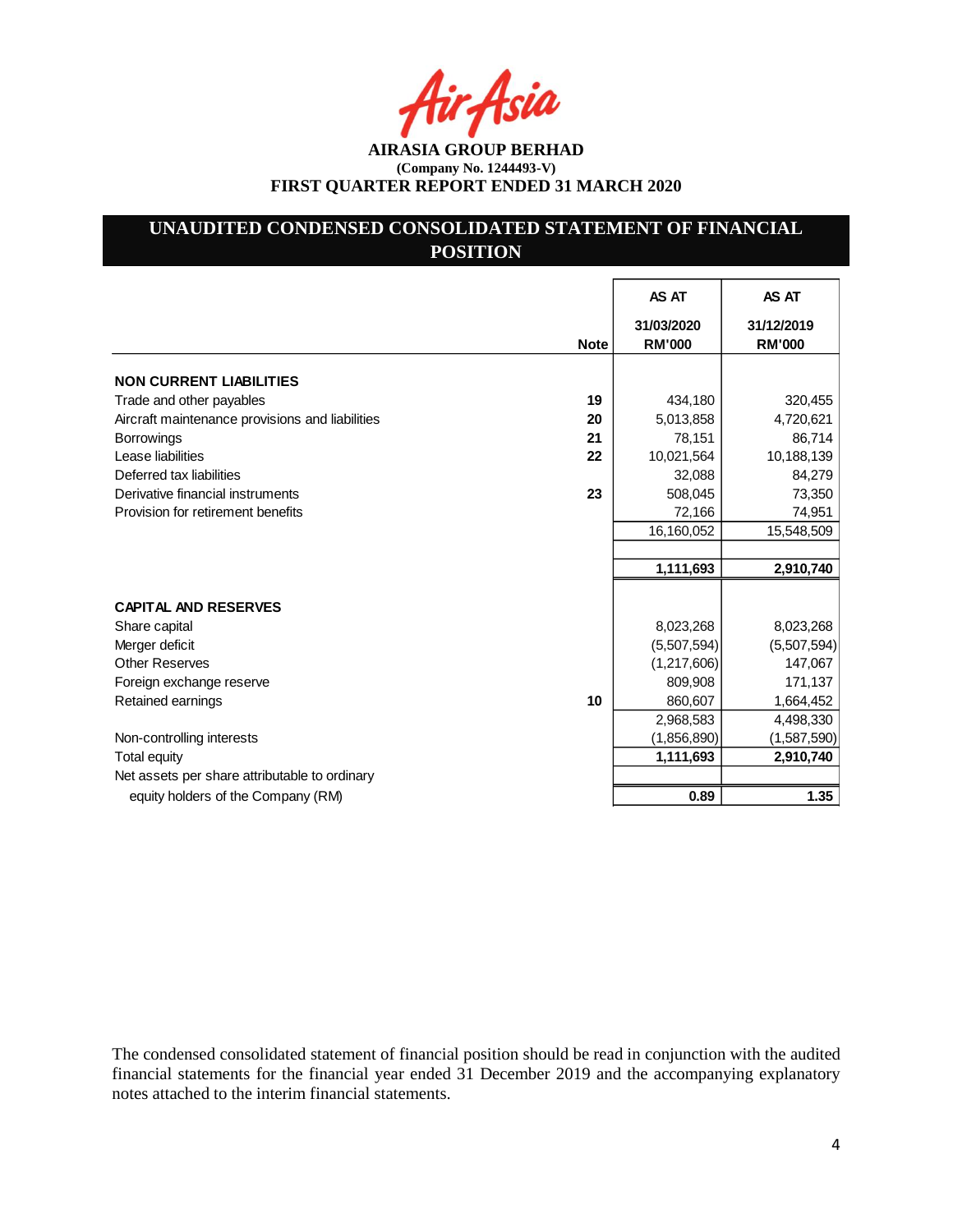**AIRASIA GROUP BERHAD**
**(Company No. 1244493-V)**
**FIRST QUARTER REPORT ENDED 31 MARCH 2020**

## UNAUDITED CONDENSED CONSOLIDATED STATEMENT OF FINANCIAL POSITION

| | Note | AS AT 31/03/2020 RM'000 | AS AT 31/12/2019 RM'000 |
|---|---|---|---|
| **NON CURRENT LIABILITIES** | | | |
| Trade and other payables | 19 | 434,180 | 320,455 |
| Aircraft maintenance provisions and liabilities | 20 | 5,013,858 | 4,720,621 |
| Borrowings | 21 | 78,151 | 86,714 |
| Lease liabilities | 22 | 10,021,564 | 10,188,139 |
| Deferred tax liabilities | | 32,088 | 84,279 |
| Derivative financial instruments | 23 | 508,045 | 73,350 |
| Provision for retirement benefits | | 72,166 | 74,951 |
| | | 16,160,052 | 15,548,509 |
| | | | |
| | | **1,111,693** | **2,910,740** |
| | | | |
| **CAPITAL AND RESERVES** | | | |
| Share capital | | 8,023,268 | 8,023,268 |
| Merger deficit | | (5,507,594) | (5,507,594) |
| Other Reserves | | (1,217,606) | 147,067 |
| Foreign exchange reserve | | 809,908 | 171,137 |
| Retained earnings | 10 | 860,607 | 1,664,452 |
| | | 2,968,583 | 4,498,330 |
| Non-controlling interests | | (1,856,890) | (1,587,590) |
| Total equity | | **1,111,693** | **2,910,740** |
| Net assets per share attributable to ordinary equity holders of the Company (RM) | | **0.89** | **1.35** |

The condensed consolidated statement of financial position should be read in conjunction with the audited financial statements for the financial year ended 31 December 2019 and the accompanying explanatory notes attached to the interim financial statements.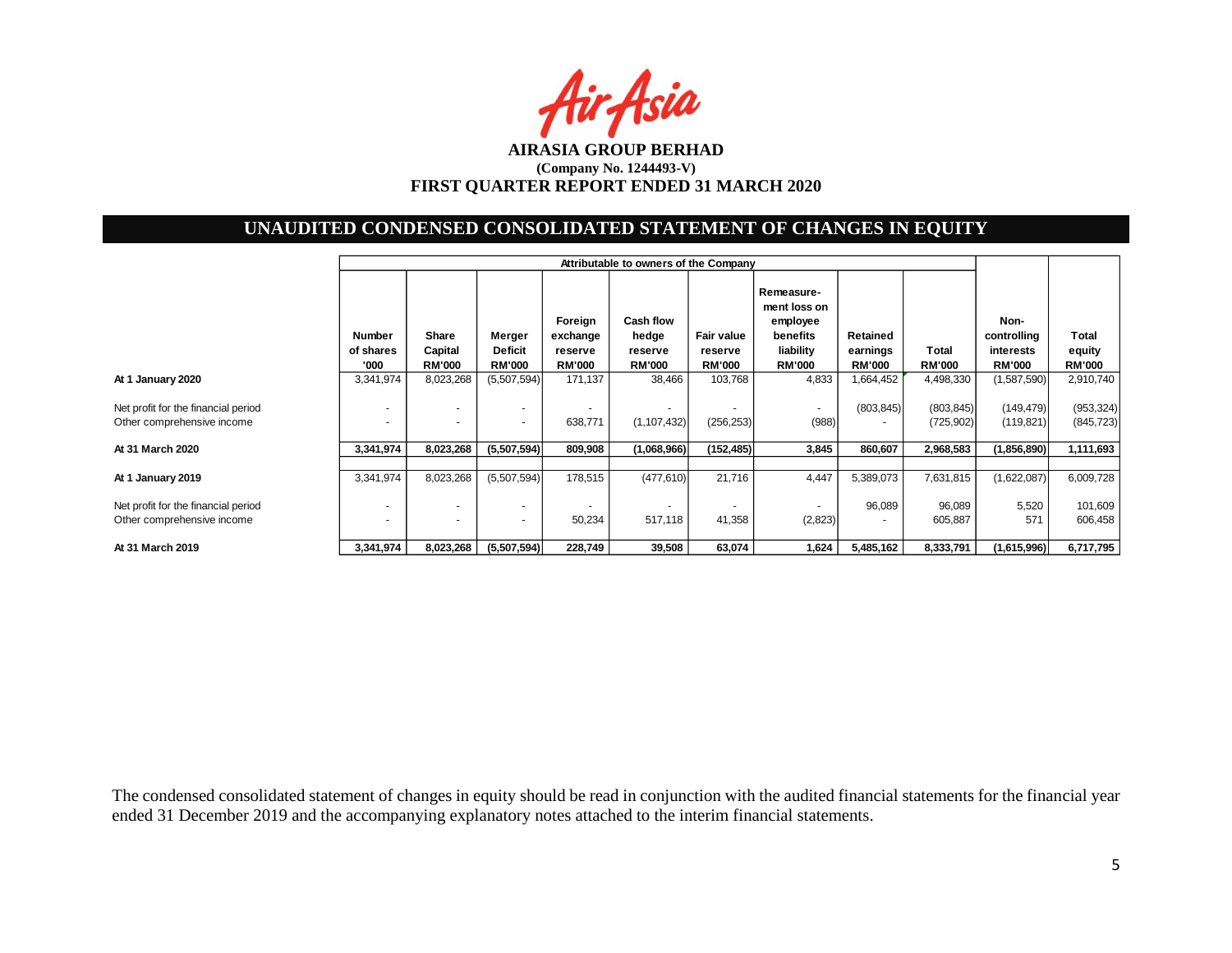**AIRASIA GROUP BERHAD**
**(Company No. 1244493-V)**
**FIRST QUARTER REPORT ENDED 31 MARCH 2020**

## UNAUDITED CONDENSED CONSOLIDATED STATEMENT OF CHANGES IN EQUITY

| | Attributable to owners of the Company | | | | | | | | | | |
|---|---|---|---|---|---|---|---|---|---|---|---|
| | **Number of shares '000** | **Share Capital RM'000** | **Merger Deficit RM'000** | **Foreign exchange reserve RM'000** | **Cash flow hedge reserve RM'000** | **Fair value reserve RM'000** | **Remeasurement loss on employee benefits liability RM'000** | **Retained earnings RM'000** | **Total RM'000** | **Non-controlling interests RM'000** | **Total equity RM'000** |
| **At 1 January 2020** | 3,341,974 | 8,023,268 | (5,507,594) | 171,137 | 38,466 | 103,768 | 4,833 | 1,664,452 | 4,498,330 | (1,587,590) | 2,910,740 |
| Net profit for the financial period | - | - | - | - | - | - | - | (803,845) | (803,845) | (149,479) | (953,324) |
| Other comprehensive income | - | - | - | 638,771 | (1,107,432) | (256,253) | (988) | - | (725,902) | (119,821) | (845,723) |
| **At 31 March 2020** | **3,341,974** | **8,023,268** | **(5,507,594)** | **809,908** | **(1,068,966)** | **(152,485)** | **3,845** | **860,607** | **2,968,583** | **(1,856,890)** | **1,111,693** |
| **At 1 January 2019** | 3,341,974 | 8,023,268 | (5,507,594) | 178,515 | (477,610) | 21,716 | 4,447 | 5,389,073 | 7,631,815 | (1,622,087) | 6,009,728 |
| Net profit for the financial period | - | - | - | - | - | - | - | 96,089 | 96,089 | 5,520 | 101,609 |
| Other comprehensive income | - | - | - | 50,234 | 517,118 | 41,358 | (2,823) | - | 605,887 | 571 | 606,458 |
| **At 31 March 2019** | **3,341,974** | **8,023,268** | **(5,507,594)** | **228,749** | **39,508** | **63,074** | **1,624** | **5,485,162** | **8,333,791** | **(1,615,996)** | **6,717,795** |

The condensed consolidated statement of changes in equity should be read in conjunction with the audited financial statements for the financial year ended 31 December 2019 and the accompanying explanatory notes attached to the interim financial statements.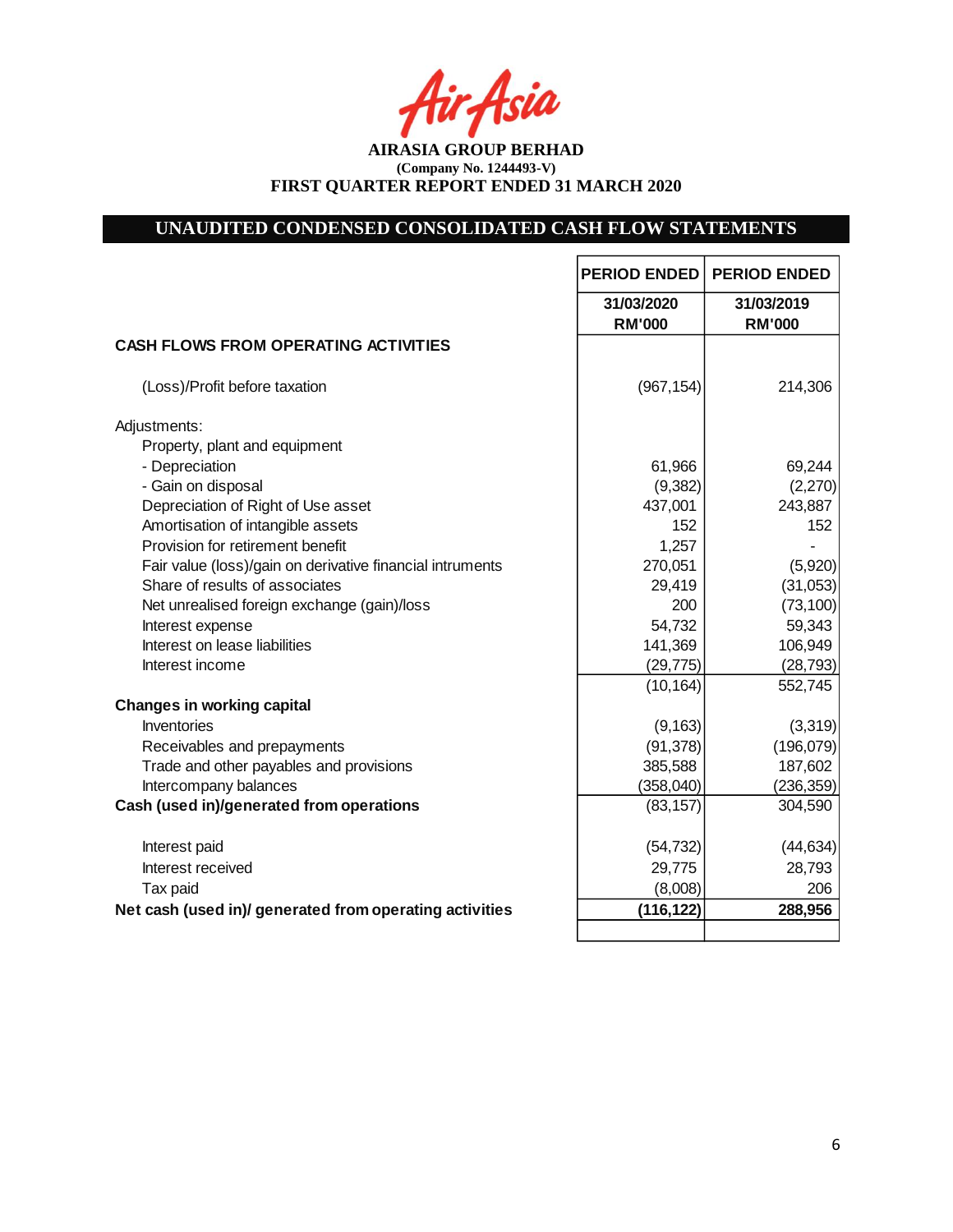AirAsia

**AIRASIA GROUP BERHAD**
**(Company No. 1244493-V)**
**FIRST QUARTER REPORT ENDED 31 MARCH 2020**

## UNAUDITED CONDENSED CONSOLIDATED CASH FLOW STATEMENTS

| | PERIOD ENDED | PERIOD ENDED |
|---|---|---|
| | 31/03/2020 RM'000 | 31/03/2019 RM'000 |
| **CASH FLOWS FROM OPERATING ACTIVITIES** | | |
| (Loss)/Profit before taxation | (967,154) | 214,306 |
| Adjustments: | | |
| Property, plant and equipment | | |
| - Depreciation | 61,966 | 69,244 |
| - Gain on disposal | (9,382) | (2,270) |
| Depreciation of Right of Use asset | 437,001 | 243,887 |
| Amortisation of intangible assets | 152 | 152 |
| Provision for retirement benefit | 1,257 | - |
| Fair value (loss)/gain on derivative financial intruments | 270,051 | (5,920) |
| Share of results of associates | 29,419 | (31,053) |
| Net unrealised foreign exchange (gain)/loss | 200 | (73,100) |
| Interest expense | 54,732 | 59,343 |
| Interest on lease liabilities | 141,369 | 106,949 |
| Interest income | (29,775) | (28,793) |
| | (10,164) | 552,745 |
| **Changes in working capital** | | |
| Inventories | (9,163) | (3,319) |
| Receivables and prepayments | (91,378) | (196,079) |
| Trade and other payables and provisions | 385,588 | 187,602 |
| Intercompany balances | (358,040) | (236,359) |
| **Cash (used in)/generated from operations** | (83,157) | 304,590 |
| Interest paid | (54,732) | (44,634) |
| Interest received | 29,775 | 28,793 |
| Tax paid | (8,008) | 206 |
| **Net cash (used in)/ generated from operating activities** | **(116,122)** | **288,956** |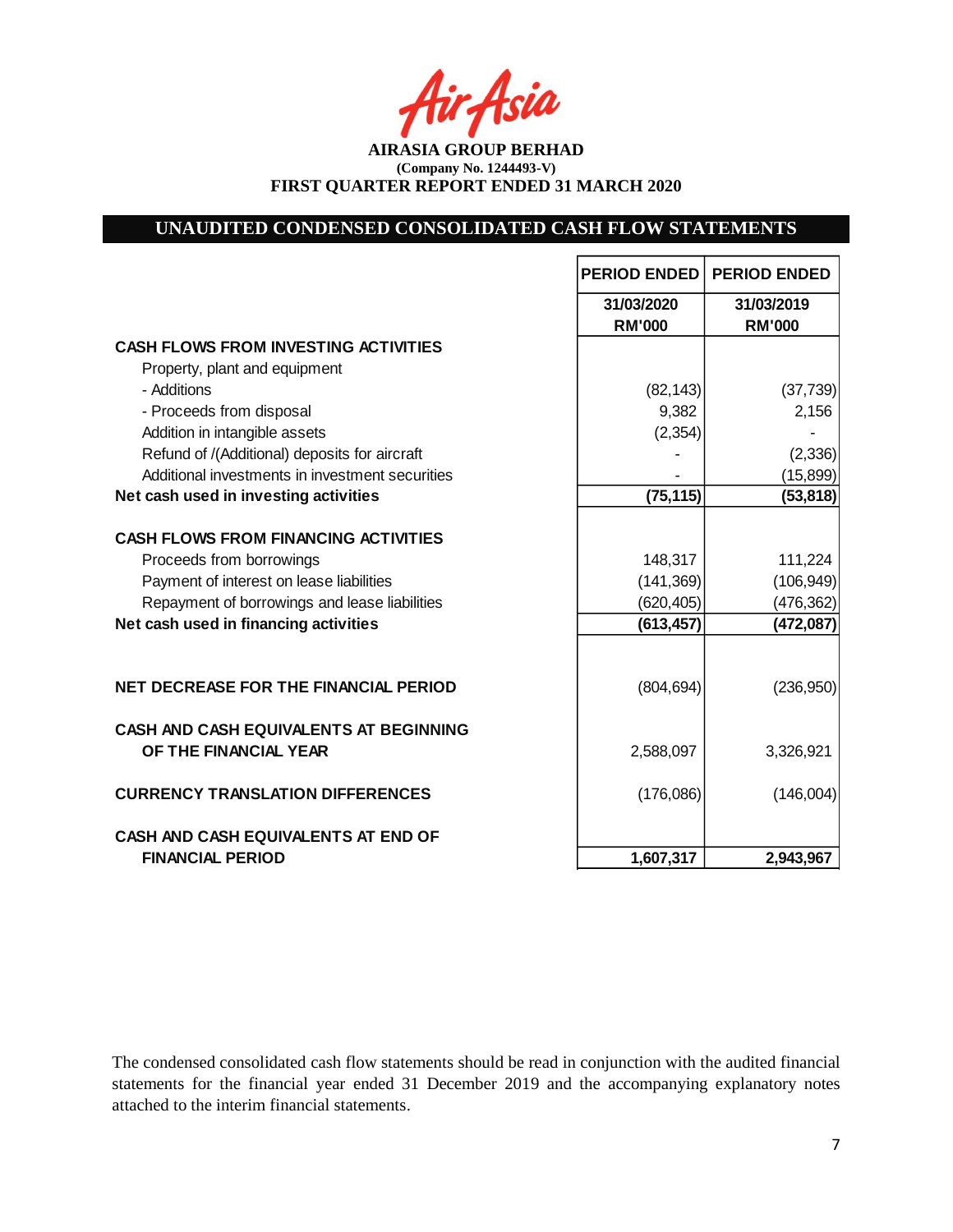**AIRASIA GROUP BERHAD**
**(Company No. 1244493-V)**
**FIRST QUARTER REPORT ENDED 31 MARCH 2020**

## UNAUDITED CONDENSED CONSOLIDATED CASH FLOW STATEMENTS

| | PERIOD ENDED | PERIOD ENDED |
|---|---|---|
| | 31/03/2020 RM'000 | 31/03/2019 RM'000 |
| **CASH FLOWS FROM INVESTING ACTIVITIES** | | |
| Property, plant and equipment | | |
| - Additions | (82,143) | (37,739) |
| - Proceeds from disposal | 9,382 | 2,156 |
| Addition in intangible assets | (2,354) | - |
| Refund of /(Additional) deposits for aircraft | - | (2,336) |
| Additional investments in investment securities | - | (15,899) |
| **Net cash used in investing activities** | **(75,115)** | **(53,818)** |
| **CASH FLOWS FROM FINANCING ACTIVITIES** | | |
| Proceeds from borrowings | 148,317 | 111,224 |
| Payment of interest on lease liabilities | (141,369) | (106,949) |
| Repayment of borrowings and lease liabilities | (620,405) | (476,362) |
| **Net cash used in financing activities** | **(613,457)** | **(472,087)** |
| **NET DECREASE FOR THE FINANCIAL PERIOD** | (804,694) | (236,950) |
| **CASH AND CASH EQUIVALENTS AT BEGINNING OF THE FINANCIAL YEAR** | 2,588,097 | 3,326,921 |
| **CURRENCY TRANSLATION DIFFERENCES** | (176,086) | (146,004) |
| **CASH AND CASH EQUIVALENTS AT END OF FINANCIAL PERIOD** | **1,607,317** | **2,943,967** |

The condensed consolidated cash flow statements should be read in conjunction with the audited financial statements for the financial year ended 31 December 2019 and the accompanying explanatory notes attached to the interim financial statements.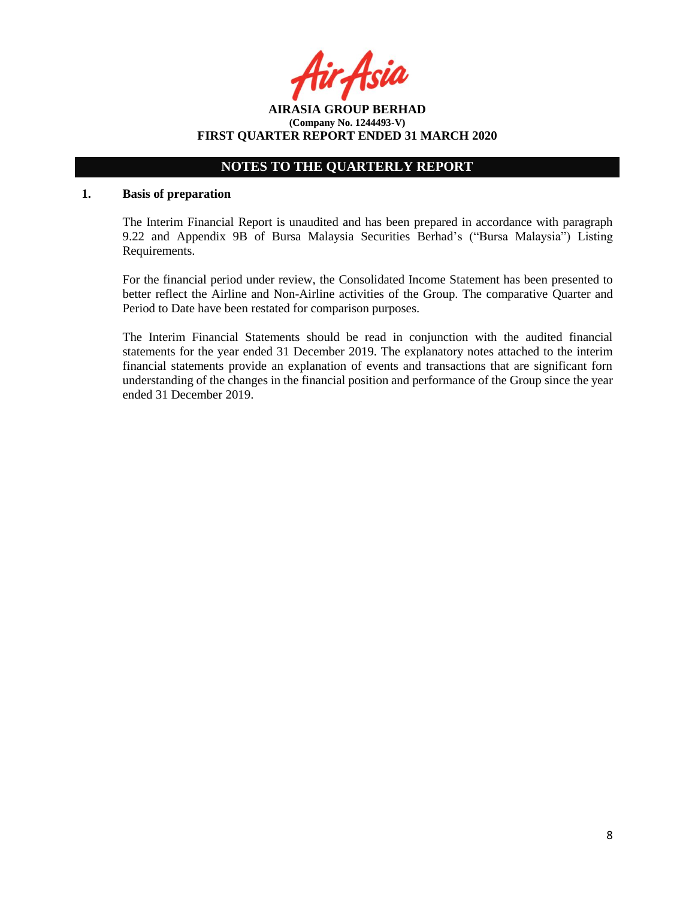**AIRASIA GROUP BERHAD**
**(Company No. 1244493-V)**
**FIRST QUARTER REPORT ENDED 31 MARCH 2020**

## NOTES TO THE QUARTERLY REPORT

**1. Basis of preparation**

The Interim Financial Report is unaudited and has been prepared in accordance with paragraph 9.22 and Appendix 9B of Bursa Malaysia Securities Berhad's ("Bursa Malaysia") Listing Requirements.

For the financial period under review, the Consolidated Income Statement has been presented to better reflect the Airline and Non-Airline activities of the Group. The comparative Quarter and Period to Date have been restated for comparison purposes.

The Interim Financial Statements should be read in conjunction with the audited financial statements for the year ended 31 December 2019. The explanatory notes attached to the interim financial statements provide an explanation of events and transactions that are significant forn understanding of the changes in the financial position and performance of the Group since the year ended 31 December 2019.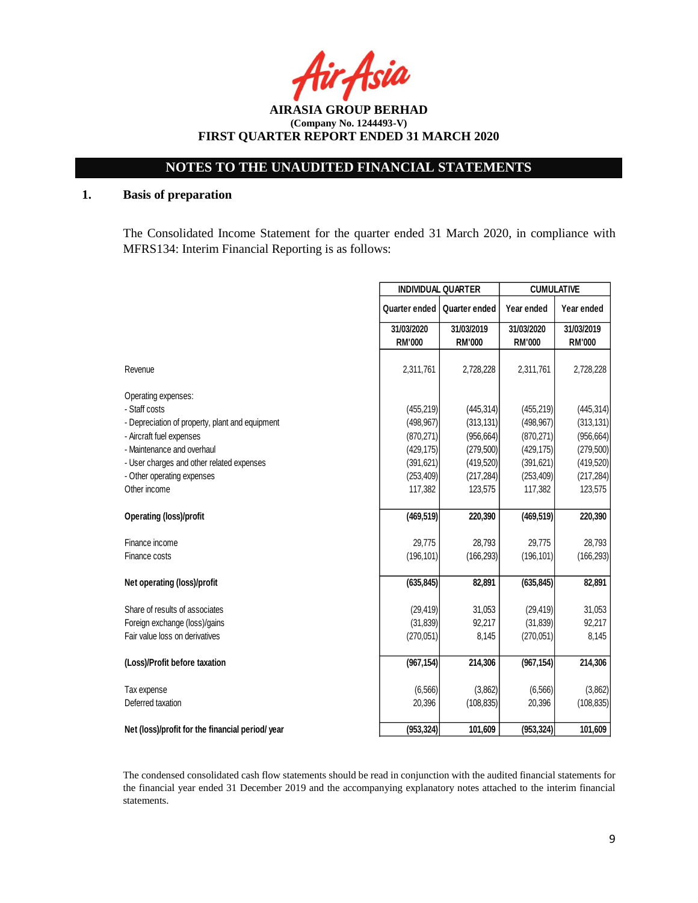**AIRASIA GROUP BERHAD**
**(Company No. 1244493-V)**
**FIRST QUARTER REPORT ENDED 31 MARCH 2020**

## NOTES TO THE UNAUDITED FINANCIAL STATEMENTS

### 1. Basis of preparation

The Consolidated Income Statement for the quarter ended 31 March 2020, in compliance with MFRS134: Interim Financial Reporting is as follows:

| | INDIVIDUAL QUARTER | | CUMULATIVE | |
|---|---|---|---|---|
| | Quarter ended | Quarter ended | Year ended | Year ended |
| | 31/03/2020 RM'000 | 31/03/2019 RM'000 | 31/03/2020 RM'000 | 31/03/2019 RM'000 |
| Revenue | 2,311,761 | 2,728,228 | 2,311,761 | 2,728,228 |
| Operating expenses: | | | | |
| - Staff costs | (455,219) | (445,314) | (455,219) | (445,314) |
| - Depreciation of property, plant and equipment | (498,967) | (313,131) | (498,967) | (313,131) |
| - Aircraft fuel expenses | (870,271) | (956,664) | (870,271) | (956,664) |
| - Maintenance and overhaul | (429,175) | (279,500) | (429,175) | (279,500) |
| - User charges and other related expenses | (391,621) | (419,520) | (391,621) | (419,520) |
| - Other operating expenses | (253,409) | (217,284) | (253,409) | (217,284) |
| Other income | 117,382 | 123,575 | 117,382 | 123,575 |
| **Operating (loss)/profit** | **(469,519)** | **220,390** | **(469,519)** | **220,390** |
| Finance income | 29,775 | 28,793 | 29,775 | 28,793 |
| Finance costs | (196,101) | (166,293) | (196,101) | (166,293) |
| **Net operating (loss)/profit** | **(635,845)** | **82,891** | **(635,845)** | **82,891** |
| Share of results of associates | (29,419) | 31,053 | (29,419) | 31,053 |
| Foreign exchange (loss)/gains | (31,839) | 92,217 | (31,839) | 92,217 |
| Fair value loss on derivatives | (270,051) | 8,145 | (270,051) | 8,145 |
| **(Loss)/Profit before taxation** | **(967,154)** | **214,306** | **(967,154)** | **214,306** |
| Tax expense | (6,566) | (3,862) | (6,566) | (3,862) |
| Deferred taxation | 20,396 | (108,835) | 20,396 | (108,835) |
| **Net (loss)/profit for the financial period/ year** | **(953,324)** | **101,609** | **(953,324)** | **101,609** |

The condensed consolidated cash flow statements should be read in conjunction with the audited financial statements for the financial year ended 31 December 2019 and the accompanying explanatory notes attached to the interim financial statements.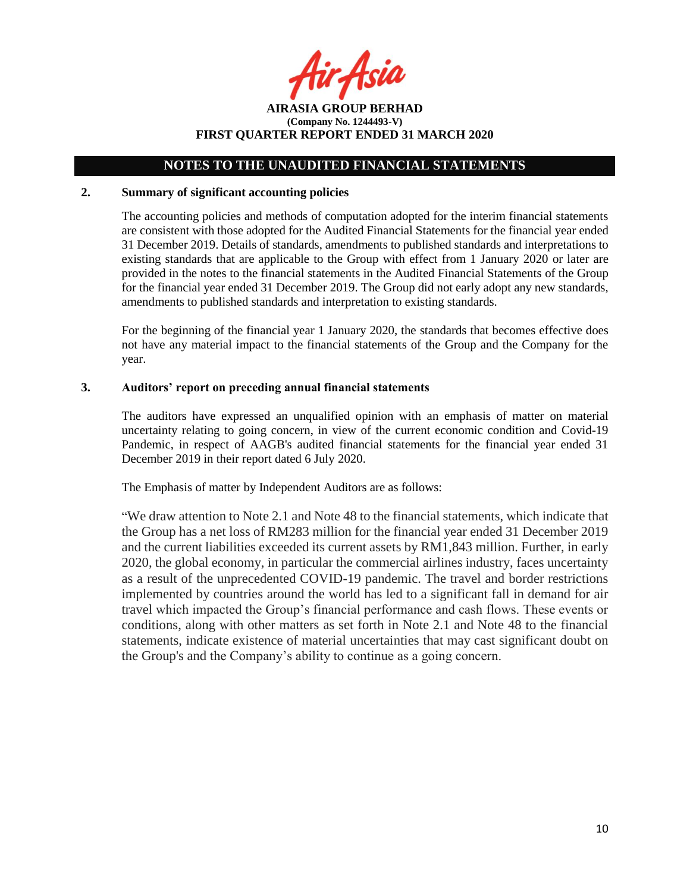## NOTES TO THE UNAUDITED FINANCIAL STATEMENTS

### 2. Summary of significant accounting policies

The accounting policies and methods of computation adopted for the interim financial statements are consistent with those adopted for the Audited Financial Statements for the financial year ended 31 December 2019. Details of standards, amendments to published standards and interpretations to existing standards that are applicable to the Group with effect from 1 January 2020 or later are provided in the notes to the financial statements in the Audited Financial Statements of the Group for the financial year ended 31 December 2019. The Group did not early adopt any new standards, amendments to published standards and interpretation to existing standards.

For the beginning of the financial year 1 January 2020, the standards that becomes effective does not have any material impact to the financial statements of the Group and the Company for the year.

### 3. Auditors' report on preceding annual financial statements

The auditors have expressed an unqualified opinion with an emphasis of matter on material uncertainty relating to going concern, in view of the current economic condition and Covid-19 Pandemic, in respect of AAGB's audited financial statements for the financial year ended 31 December 2019 in their report dated 6 July 2020.

The Emphasis of matter by Independent Auditors are as follows:

"We draw attention to Note 2.1 and Note 48 to the financial statements, which indicate that the Group has a net loss of RM283 million for the financial year ended 31 December 2019 and the current liabilities exceeded its current assets by RM1,843 million. Further, in early 2020, the global economy, in particular the commercial airlines industry, faces uncertainty as a result of the unprecedented COVID-19 pandemic. The travel and border restrictions implemented by countries around the world has led to a significant fall in demand for air travel which impacted the Group's financial performance and cash flows. These events or conditions, along with other matters as set forth in Note 2.1 and Note 48 to the financial statements, indicate existence of material uncertainties that may cast significant doubt on the Group's and the Company's ability to continue as a going concern.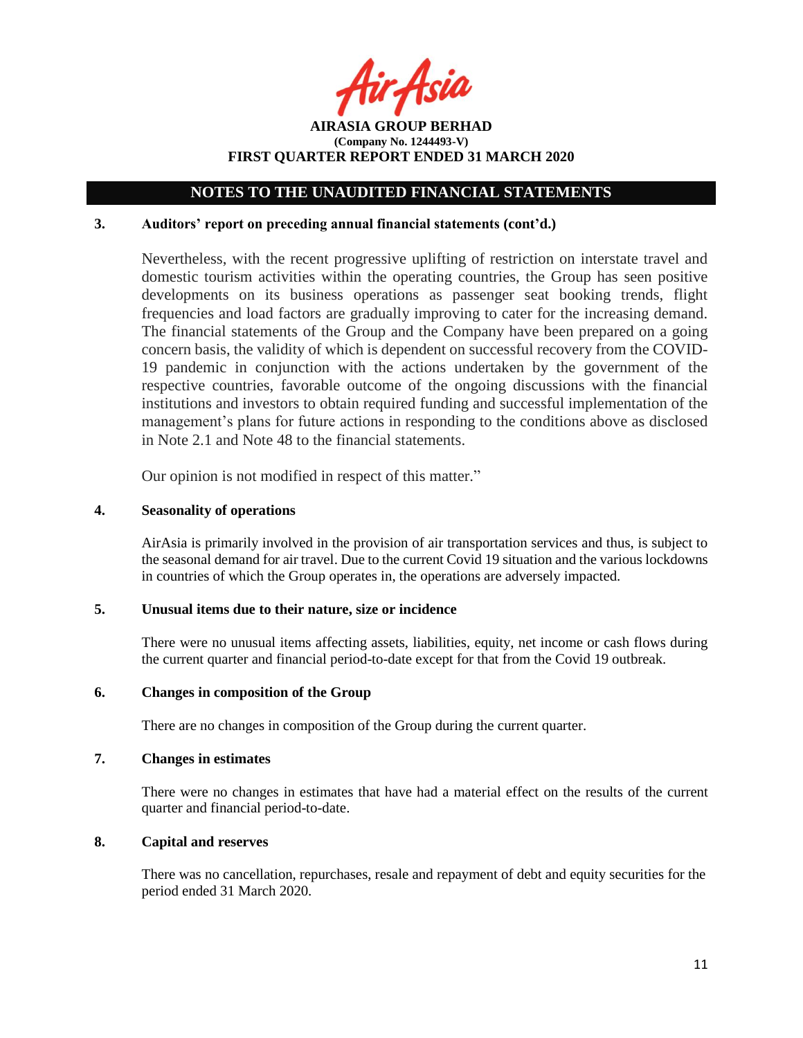## NOTES TO THE UNAUDITED FINANCIAL STATEMENTS

### 3. Auditors' report on preceding annual financial statements (cont'd.)

Nevertheless, with the recent progressive uplifting of restriction on interstate travel and domestic tourism activities within the operating countries, the Group has seen positive developments on its business operations as passenger seat booking trends, flight frequencies and load factors are gradually improving to cater for the increasing demand. The financial statements of the Group and the Company have been prepared on a going concern basis, the validity of which is dependent on successful recovery from the COVID-19 pandemic in conjunction with the actions undertaken by the government of the respective countries, favorable outcome of the ongoing discussions with the financial institutions and investors to obtain required funding and successful implementation of the management's plans for future actions in responding to the conditions above as disclosed in Note 2.1 and Note 48 to the financial statements.

Our opinion is not modified in respect of this matter."

### 4. Seasonality of operations

AirAsia is primarily involved in the provision of air transportation services and thus, is subject to the seasonal demand for air travel. Due to the current Covid 19 situation and the various lockdowns in countries of which the Group operates in, the operations are adversely impacted.

### 5. Unusual items due to their nature, size or incidence

There were no unusual items affecting assets, liabilities, equity, net income or cash flows during the current quarter and financial period-to-date except for that from the Covid 19 outbreak.

### 6. Changes in composition of the Group

There are no changes in composition of the Group during the current quarter.

### 7. Changes in estimates

There were no changes in estimates that have had a material effect on the results of the current quarter and financial period-to-date.

### 8. Capital and reserves

There was no cancellation, repurchases, resale and repayment of debt and equity securities for the period ended 31 March 2020.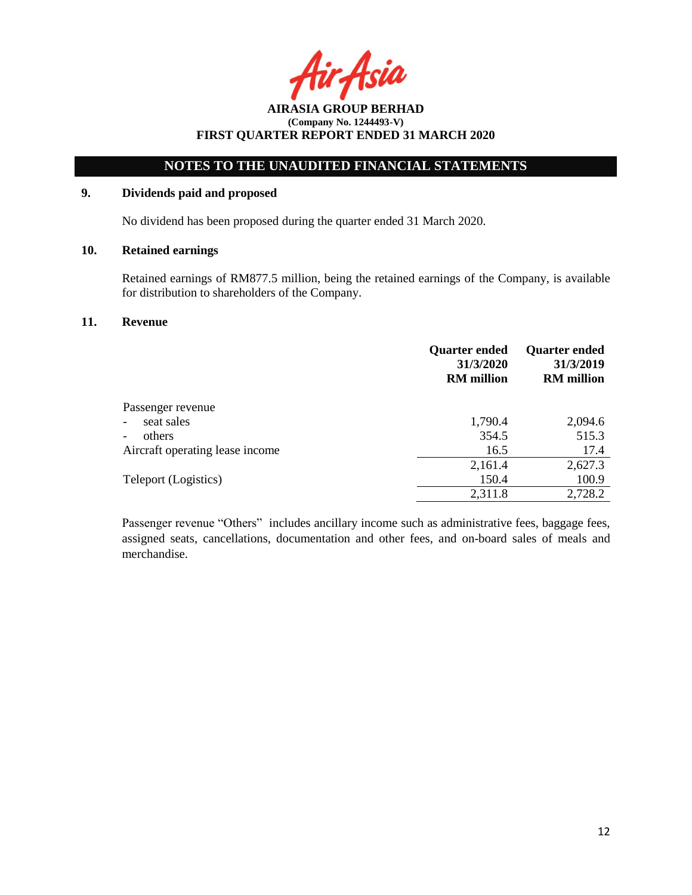# NOTES TO THE UNAUDITED FINANCIAL STATEMENTS

## 9. Dividends paid and proposed

No dividend has been proposed during the quarter ended 31 March 2020.

## 10. Retained earnings

Retained earnings of RM877.5 million, being the retained earnings of the Company, is available for distribution to shareholders of the Company.

## 11. Revenue

| | **Quarter ended 31/3/2020 RM million** | **Quarter ended 31/3/2019 RM million** |
|---|---|---|
| Passenger revenue | | |
| - seat sales | 1,790.4 | 2,094.6 |
| - others | 354.5 | 515.3 |
| Aircraft operating lease income | 16.5 | 17.4 |
| | 2,161.4 | 2,627.3 |
| Teleport (Logistics) | 150.4 | 100.9 |
| | 2,311.8 | 2,728.2 |

Passenger revenue "Others" includes ancillary income such as administrative fees, baggage fees, assigned seats, cancellations, documentation and other fees, and on-board sales of meals and merchandise.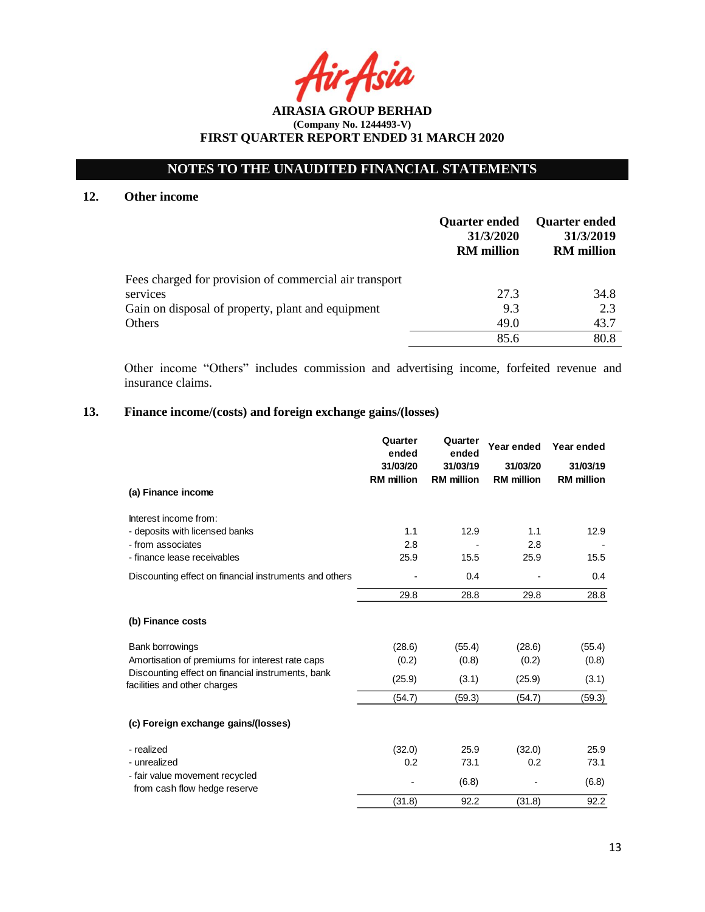**AIRASIA GROUP BERHAD**
**(Company No. 1244493-V)**
**FIRST QUARTER REPORT ENDED 31 MARCH 2020**

## NOTES TO THE UNAUDITED FINANCIAL STATEMENTS

### 12. Other income

| | Quarter ended 31/3/2020 RM million | Quarter ended 31/3/2019 RM million |
|---|---|---|
| Fees charged for provision of commercial air transport services | 27.3 | 34.8 |
| Gain on disposal of property, plant and equipment | 9.3 | 2.3 |
| Others | 49.0 | 43.7 |
| | 85.6 | 80.8 |

Other income "Others" includes commission and advertising income, forfeited revenue and insurance claims.

### 13. Finance income/(costs) and foreign exchange gains/(losses)

| | Quarter ended 31/03/20 RM million | Quarter ended 31/03/19 RM million | Year ended 31/03/20 RM million | Year ended 31/03/19 RM million |
|---|---|---|---|---|
| **(a) Finance income** | | | | |
| Interest income from: | | | | |
| - deposits with licensed banks | 1.1 | 12.9 | 1.1 | 12.9 |
| - from associates | 2.8 | - | 2.8 | - |
| - finance lease receivables | 25.9 | 15.5 | 25.9 | 15.5 |
| Discounting effect on financial instruments and others | - | 0.4 | - | 0.4 |
| | 29.8 | 28.8 | 29.8 | 28.8 |
| **(b) Finance costs** | | | | |
| Bank borrowings | (28.6) | (55.4) | (28.6) | (55.4) |
| Amortisation of premiums for interest rate caps | (0.2) | (0.8) | (0.2) | (0.8) |
| Discounting effect on financial instruments, bank facilities and other charges | (25.9) | (3.1) | (25.9) | (3.1) |
| | (54.7) | (59.3) | (54.7) | (59.3) |
| **(c) Foreign exchange gains/(losses)** | | | | |
| - realized | (32.0) | 25.9 | (32.0) | 25.9 |
| - unrealized | 0.2 | 73.1 | 0.2 | 73.1 |
| - fair value movement recycled from cash flow hedge reserve | - | (6.8) | - | (6.8) |
| | (31.8) | 92.2 | (31.8) | 92.2 |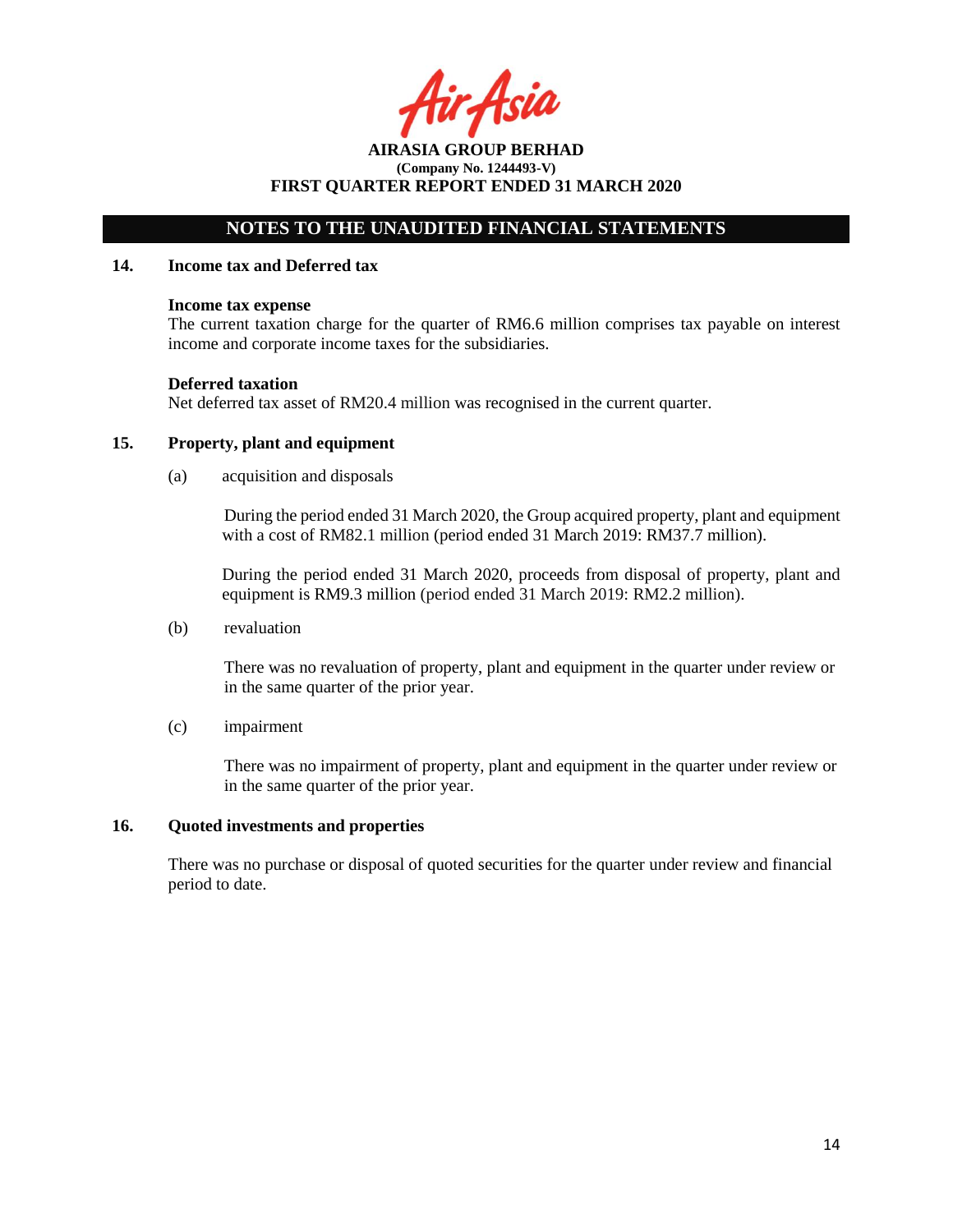## NOTES TO THE UNAUDITED FINANCIAL STATEMENTS

### 14. Income tax and Deferred tax

**Income tax expense**

The current taxation charge for the quarter of RM6.6 million comprises tax payable on interest income and corporate income taxes for the subsidiaries.

**Deferred taxation**

Net deferred tax asset of RM20.4 million was recognised in the current quarter.

### 15. Property, plant and equipment

(a) acquisition and disposals

During the period ended 31 March 2020, the Group acquired property, plant and equipment with a cost of RM82.1 million (period ended 31 March 2019: RM37.7 million).

During the period ended 31 March 2020, proceeds from disposal of property, plant and equipment is RM9.3 million (period ended 31 March 2019: RM2.2 million).

(b) revaluation

There was no revaluation of property, plant and equipment in the quarter under review or in the same quarter of the prior year.

(c) impairment

There was no impairment of property, plant and equipment in the quarter under review or in the same quarter of the prior year.

### 16. Quoted investments and properties

There was no purchase or disposal of quoted securities for the quarter under review and financial period to date.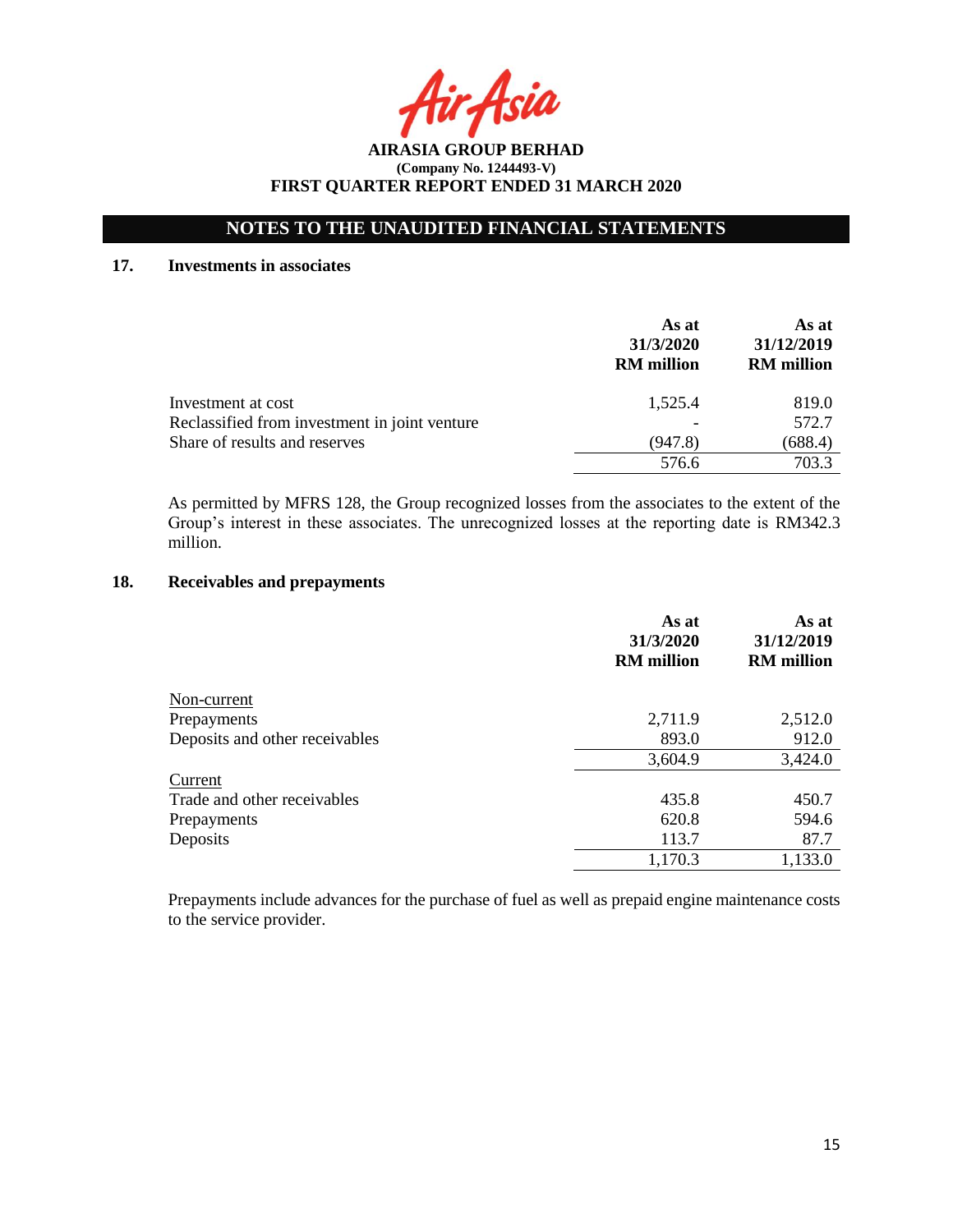## NOTES TO THE UNAUDITED FINANCIAL STATEMENTS

### 17. Investments in associates

| | As at 31/3/2020 RM million | As at 31/12/2019 RM million |
|---|---|---|
| Investment at cost | 1,525.4 | 819.0 |
| Reclassified from investment in joint venture | - | 572.7 |
| Share of results and reserves | (947.8) | (688.4) |
| | 576.6 | 703.3 |

As permitted by MFRS 128, the Group recognized losses from the associates to the extent of the Group's interest in these associates. The unrecognized losses at the reporting date is RM342.3 million.

### 18. Receivables and prepayments

| | As at 31/3/2020 RM million | As at 31/12/2019 RM million |
|---|---|---|
| Non-current | | |
| Prepayments | 2,711.9 | 2,512.0 |
| Deposits and other receivables | 893.0 | 912.0 |
| | 3,604.9 | 3,424.0 |
| Current | | |
| Trade and other receivables | 435.8 | 450.7 |
| Prepayments | 620.8 | 594.6 |
| Deposits | 113.7 | 87.7 |
| | 1,170.3 | 1,133.0 |

Prepayments include advances for the purchase of fuel as well as prepaid engine maintenance costs to the service provider.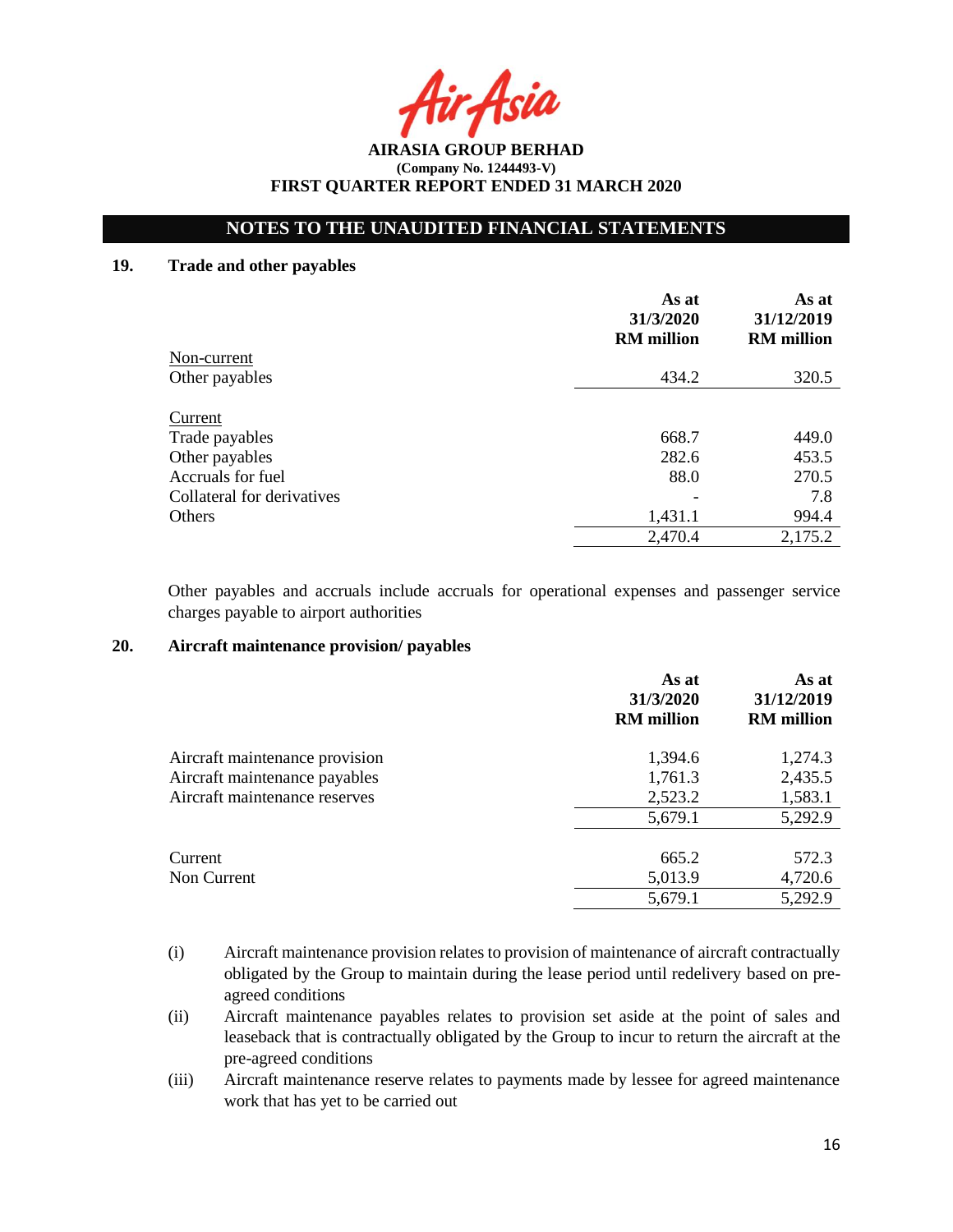**AIRASIA GROUP BERHAD**
**(Company No. 1244493-V)**
**FIRST QUARTER REPORT ENDED 31 MARCH 2020**

## NOTES TO THE UNAUDITED FINANCIAL STATEMENTS

### 19. Trade and other payables

| | As at 31/3/2020 RM million | As at 31/12/2019 RM million |
|---|---|---|
| Non-current | | |
| Other payables | 434.2 | 320.5 |
| | | |
| Current | | |
| Trade payables | 668.7 | 449.0 |
| Other payables | 282.6 | 453.5 |
| Accruals for fuel | 88.0 | 270.5 |
| Collateral for derivatives | - | 7.8 |
| Others | 1,431.1 | 994.4 |
| | 2,470.4 | 2,175.2 |

Other payables and accruals include accruals for operational expenses and passenger service charges payable to airport authorities

### 20. Aircraft maintenance provision/ payables

| | As at 31/3/2020 RM million | As at 31/12/2019 RM million |
|---|---|---|
| Aircraft maintenance provision | 1,394.6 | 1,274.3 |
| Aircraft maintenance payables | 1,761.3 | 2,435.5 |
| Aircraft maintenance reserves | 2,523.2 | 1,583.1 |
| | 5,679.1 | 5,292.9 |
| | | |
| Current | 665.2 | 572.3 |
| Non Current | 5,013.9 | 4,720.6 |
| | 5,679.1 | 5,292.9 |

(i) Aircraft maintenance provision relates to provision of maintenance of aircraft contractually obligated by the Group to maintain during the lease period until redelivery based on pre-agreed conditions

(ii) Aircraft maintenance payables relates to provision set aside at the point of sales and leaseback that is contractually obligated by the Group to incur to return the aircraft at the pre-agreed conditions

(iii) Aircraft maintenance reserve relates to payments made by lessee for agreed maintenance work that has yet to be carried out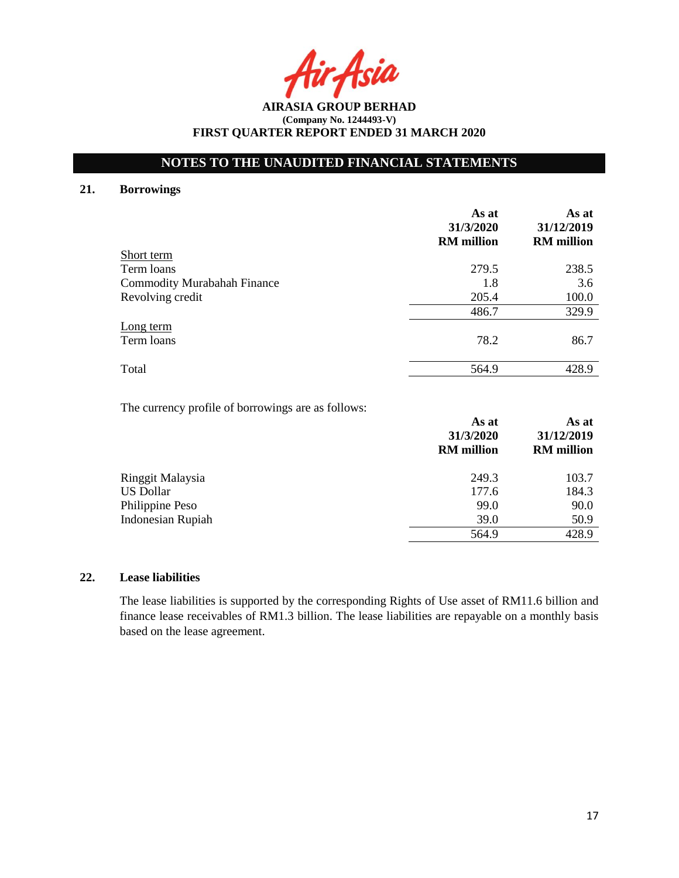**AIRASIA GROUP BERHAD**
**(Company No. 1244493-V)**
**FIRST QUARTER REPORT ENDED 31 MARCH 2020**

## NOTES TO THE UNAUDITED FINANCIAL STATEMENTS

### 21. Borrowings

| | As at 31/3/2020 RM million | As at 31/12/2019 RM million |
|---|---|---|
| Short term | | |
| Term loans | 279.5 | 238.5 |
| Commodity Murabahah Finance | 1.8 | 3.6 |
| Revolving credit | 205.4 | 100.0 |
| | 486.7 | 329.9 |
| Long term | | |
| Term loans | 78.2 | 86.7 |
| Total | 564.9 | 428.9 |

The currency profile of borrowings are as follows:

| | As at 31/3/2020 RM million | As at 31/12/2019 RM million |
|---|---|---|
| Ringgit Malaysia | 249.3 | 103.7 |
| US Dollar | 177.6 | 184.3 |
| Philippine Peso | 99.0 | 90.0 |
| Indonesian Rupiah | 39.0 | 50.9 |
| | 564.9 | 428.9 |

### 22. Lease liabilities

The lease liabilities is supported by the corresponding Rights of Use asset of RM11.6 billion and finance lease receivables of RM1.3 billion. The lease liabilities are repayable on a monthly basis based on the lease agreement.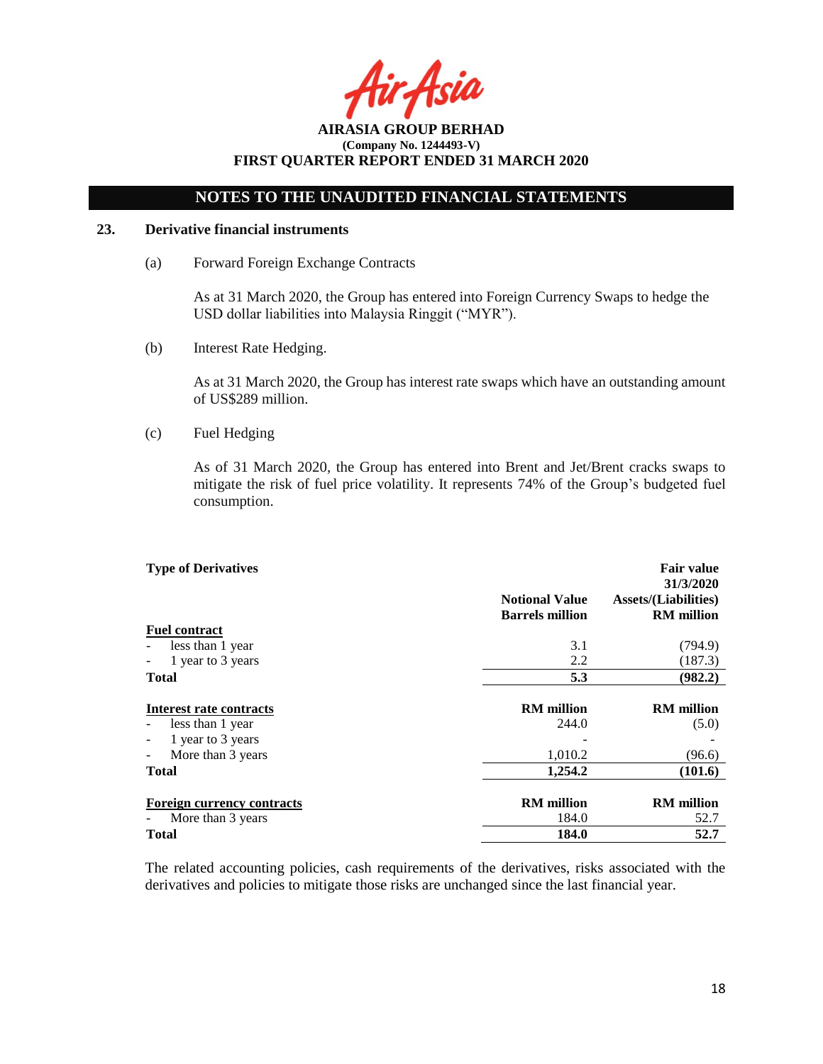## NOTES TO THE UNAUDITED FINANCIAL STATEMENTS

### 23. Derivative financial instruments

(a) Forward Foreign Exchange Contracts

As at 31 March 2020, the Group has entered into Foreign Currency Swaps to hedge the USD dollar liabilities into Malaysia Ringgit ("MYR").

(b) Interest Rate Hedging.

As at 31 March 2020, the Group has interest rate swaps which have an outstanding amount of US$289 million.

(c) Fuel Hedging

As of 31 March 2020, the Group has entered into Brent and Jet/Brent cracks swaps to mitigate the risk of fuel price volatility. It represents 74% of the Group's budgeted fuel consumption.

| **Type of Derivatives** | **Notional Value Barrels million** | **Fair value 31/3/2020 Assets/(Liabilities) RM million** |
|---|---|---|
| **Fuel contract** | | |
| - less than 1 year | 3.1 | (794.9) |
| - 1 year to 3 years | 2.2 | (187.3) |
| **Total** | **5.3** | **(982.2)** |
| **Interest rate contracts** | **RM million** | **RM million** |
| - less than 1 year | 244.0 | (5.0) |
| - 1 year to 3 years | - | - |
| - More than 3 years | 1,010.2 | (96.6) |
| **Total** | **1,254.2** | **(101.6)** |
| **Foreign currency contracts** | **RM million** | **RM million** |
| - More than 3 years | 184.0 | 52.7 |
| **Total** | **184.0** | **52.7** |

The related accounting policies, cash requirements of the derivatives, risks associated with the derivatives and policies to mitigate those risks are unchanged since the last financial year.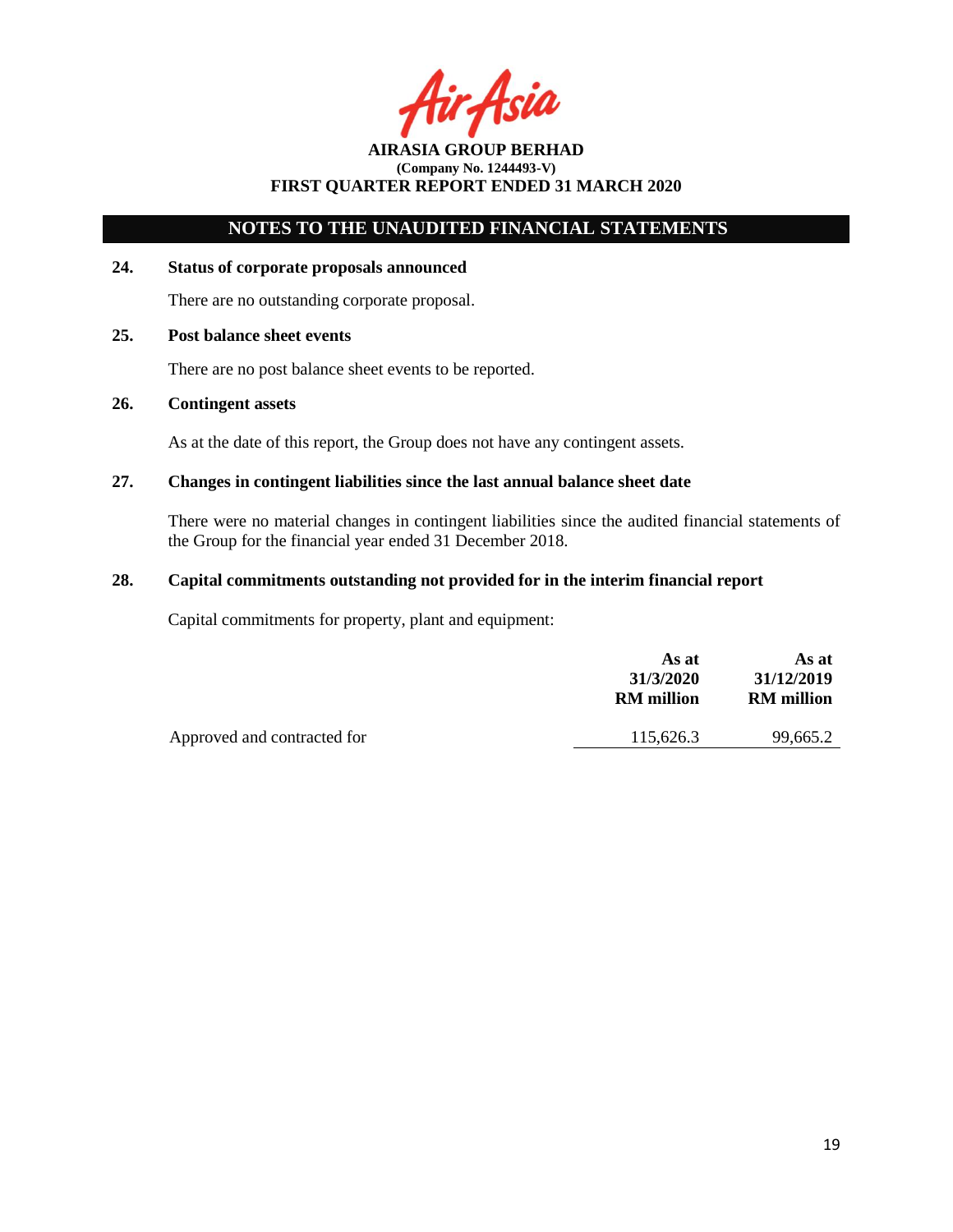**AIRASIA GROUP BERHAD**
**(Company No. 1244493-V)**
**FIRST QUARTER REPORT ENDED 31 MARCH 2020**

## NOTES TO THE UNAUDITED FINANCIAL STATEMENTS

**24. Status of corporate proposals announced**

There are no outstanding corporate proposal.

**25. Post balance sheet events**

There are no post balance sheet events to be reported.

**26. Contingent assets**

As at the date of this report, the Group does not have any contingent assets.

**27. Changes in contingent liabilities since the last annual balance sheet date**

There were no material changes in contingent liabilities since the audited financial statements of the Group for the financial year ended 31 December 2018.

**28. Capital commitments outstanding not provided for in the interim financial report**

Capital commitments for property, plant and equipment:

| | As at 31/3/2020 RM million | As at 31/12/2019 RM million |
|---|---|---|
| Approved and contracted for | 115,626.3 | 99,665.2 |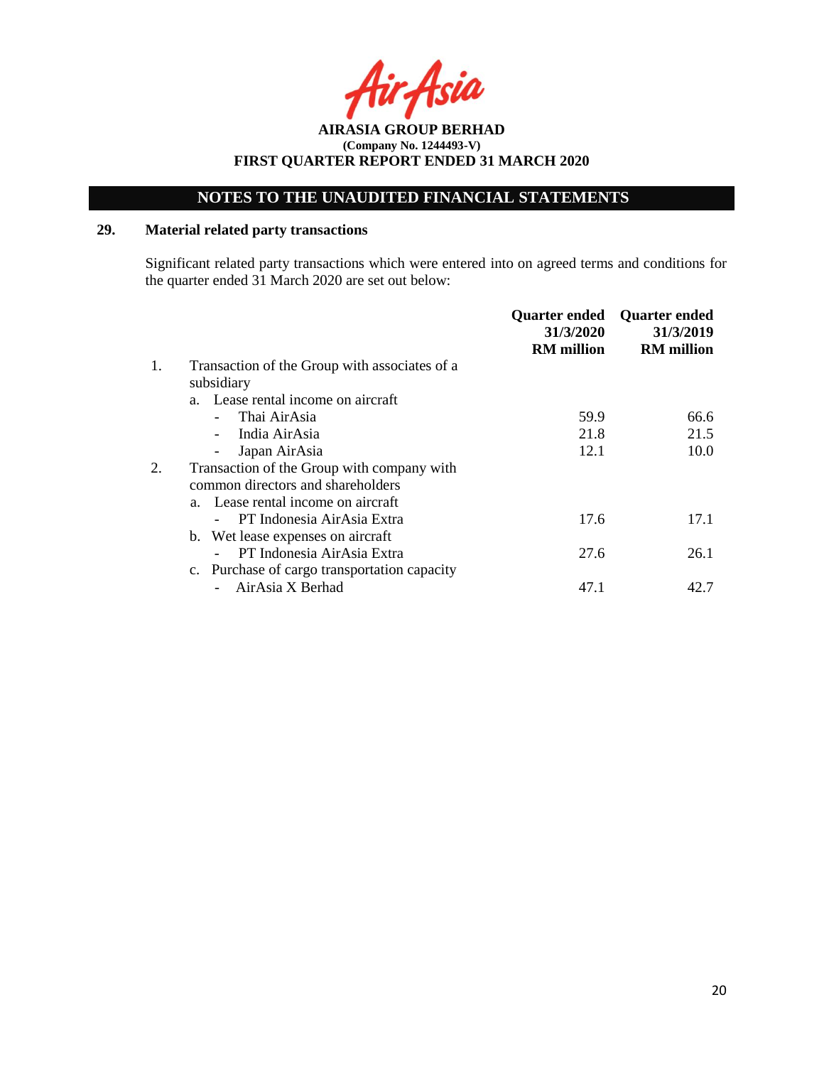**AIRASIA GROUP BERHAD**
**(Company No. 1244493-V)**
**FIRST QUARTER REPORT ENDED 31 MARCH 2020**

## NOTES TO THE UNAUDITED FINANCIAL STATEMENTS

### 29. Material related party transactions

Significant related party transactions which were entered into on agreed terms and conditions for the quarter ended 31 March 2020 are set out below:

| | | Quarter ended 31/3/2020 RM million | Quarter ended 31/3/2019 RM million |
|---|---|---|---|
| 1. | Transaction of the Group with associates of a subsidiary | | |
| | a. Lease rental income on aircraft | | |
| | - Thai AirAsia | 59.9 | 66.6 |
| | - India AirAsia | 21.8 | 21.5 |
| | - Japan AirAsia | 12.1 | 10.0 |
| 2. | Transaction of the Group with company with common directors and shareholders | | |
| | a. Lease rental income on aircraft | | |
| | - PT Indonesia AirAsia Extra | 17.6 | 17.1 |
| | b. Wet lease expenses on aircraft | | |
| | - PT Indonesia AirAsia Extra | 27.6 | 26.1 |
| | c. Purchase of cargo transportation capacity | | |
| | - AirAsia X Berhad | 47.1 | 42.7 |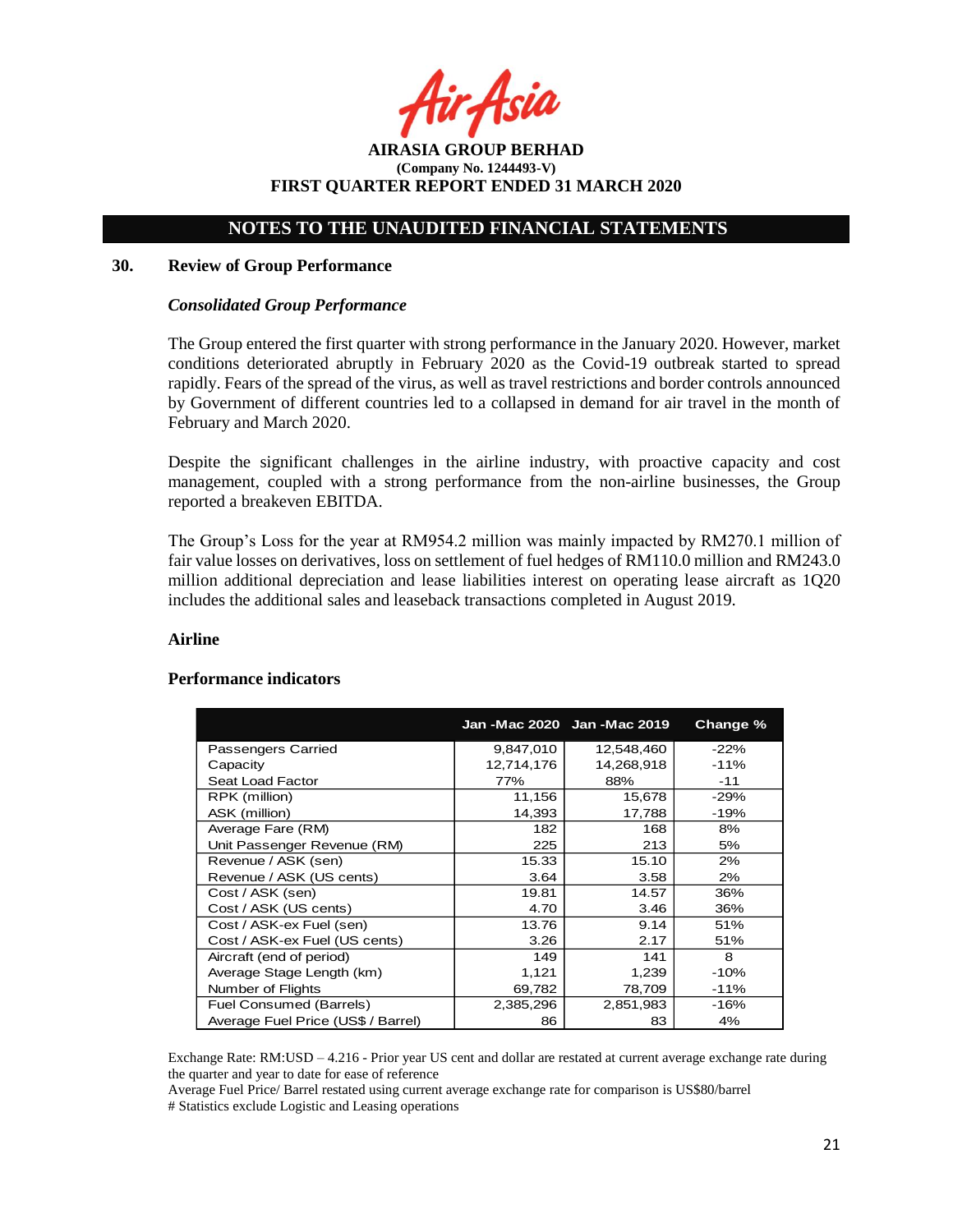AIRASIA GROUP BERHAD
(Company No. 1244493-V)
FIRST QUARTER REPORT ENDED 31 MARCH 2020

## NOTES TO THE UNAUDITED FINANCIAL STATEMENTS

### 30. Review of Group Performance

***Consolidated Group Performance***

The Group entered the first quarter with strong performance in the January 2020. However, market conditions deteriorated abruptly in February 2020 as the Covid-19 outbreak started to spread rapidly. Fears of the spread of the virus, as well as travel restrictions and border controls announced by Government of different countries led to a collapsed in demand for air travel in the month of February and March 2020.

Despite the significant challenges in the airline industry, with proactive capacity and cost management, coupled with a strong performance from the non-airline businesses, the Group reported a breakeven EBITDA.

The Group's Loss for the year at RM954.2 million was mainly impacted by RM270.1 million of fair value losses on derivatives, loss on settlement of fuel hedges of RM110.0 million and RM243.0 million additional depreciation and lease liabilities interest on operating lease aircraft as 1Q20 includes the additional sales and leaseback transactions completed in August 2019.

**Airline**

**Performance indicators**

| | Jan -Mac 2020 | Jan -Mac 2019 | Change % |
|---|---|---|---|
| Passengers Carried | 9,847,010 | 12,548,460 | -22% |
| Capacity | 12,714,176 | 14,268,918 | -11% |
| Seat Load Factor | 77% | 88% | -11 |
| RPK (million) | 11,156 | 15,678 | -29% |
| ASK (million) | 14,393 | 17,788 | -19% |
| Average Fare (RM) | 182 | 168 | 8% |
| Unit Passenger Revenue (RM) | 225 | 213 | 5% |
| Revenue / ASK (sen) | 15.33 | 15.10 | 2% |
| Revenue / ASK (US cents) | 3.64 | 3.58 | 2% |
| Cost / ASK (sen) | 19.81 | 14.57 | 36% |
| Cost / ASK (US cents) | 4.70 | 3.46 | 36% |
| Cost / ASK-ex Fuel (sen) | 13.76 | 9.14 | 51% |
| Cost / ASK-ex Fuel (US cents) | 3.26 | 2.17 | 51% |
| Aircraft (end of period) | 149 | 141 | 8 |
| Average Stage Length (km) | 1,121 | 1,239 | -10% |
| Number of Flights | 69,782 | 78,709 | -11% |
| Fuel Consumed (Barrels) | 2,385,296 | 2,851,983 | -16% |
| Average Fuel Price (US$ / Barrel) | 86 | 83 | 4% |

Exchange Rate: RM:USD – 4.216 - Prior year US cent and dollar are restated at current average exchange rate during the quarter and year to date for ease of reference

Average Fuel Price/ Barrel restated using current average exchange rate for comparison is US$80/barrel

# Statistics exclude Logistic and Leasing operations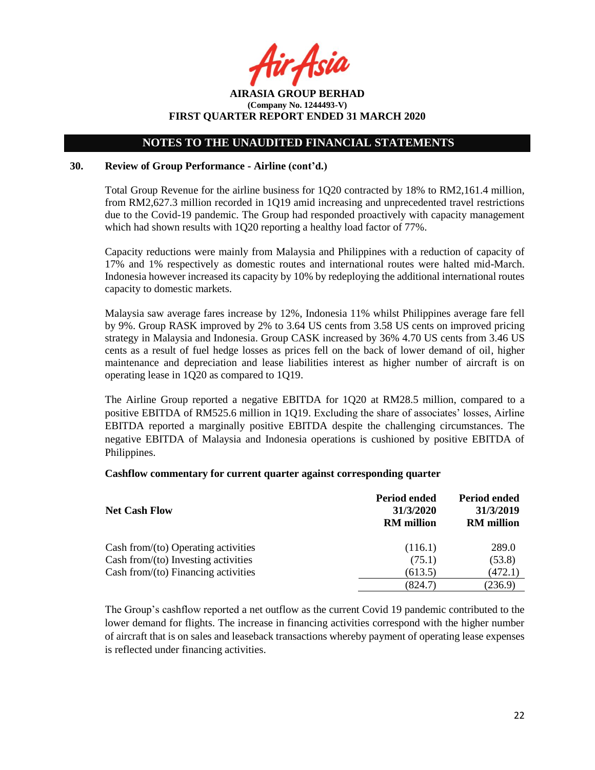## 30. Review of Group Performance - Airline (cont'd.)

Total Group Revenue for the airline business for 1Q20 contracted by 18% to RM2,161.4 million, from RM2,627.3 million recorded in 1Q19 amid increasing and unprecedented travel restrictions due to the Covid-19 pandemic. The Group had responded proactively with capacity management which had shown results with 1Q20 reporting a healthy load factor of 77%.

Capacity reductions were mainly from Malaysia and Philippines with a reduction of capacity of 17% and 1% respectively as domestic routes and international routes were halted mid-March. Indonesia however increased its capacity by 10% by redeploying the additional international routes capacity to domestic markets.

Malaysia saw average fares increase by 12%, Indonesia 11% whilst Philippines average fare fell by 9%. Group RASK improved by 2% to 3.64 US cents from 3.58 US cents on improved pricing strategy in Malaysia and Indonesia. Group CASK increased by 36% 4.70 US cents from 3.46 US cents as a result of fuel hedge losses as prices fell on the back of lower demand of oil, higher maintenance and depreciation and lease liabilities interest as higher number of aircraft is on operating lease in 1Q20 as compared to 1Q19.

The Airline Group reported a negative EBITDA for 1Q20 at RM28.5 million, compared to a positive EBITDA of RM525.6 million in 1Q19. Excluding the share of associates' losses, Airline EBITDA reported a marginally positive EBITDA despite the challenging circumstances. The negative EBITDA of Malaysia and Indonesia operations is cushioned by positive EBITDA of Philippines.

**Cashflow commentary for current quarter against corresponding quarter**

| Net Cash Flow | Period ended 31/3/2020 RM million | Period ended 31/3/2019 RM million |
|---|---|---|
| Cash from/(to) Operating activities | (116.1) | 289.0 |
| Cash from/(to) Investing activities | (75.1) | (53.8) |
| Cash from/(to) Financing activities | (613.5) | (472.1) |
| | (824.7) | (236.9) |

The Group's cashflow reported a net outflow as the current Covid 19 pandemic contributed to the lower demand for flights. The increase in financing activities correspond with the higher number of aircraft that is on sales and leaseback transactions whereby payment of operating lease expenses is reflected under financing activities.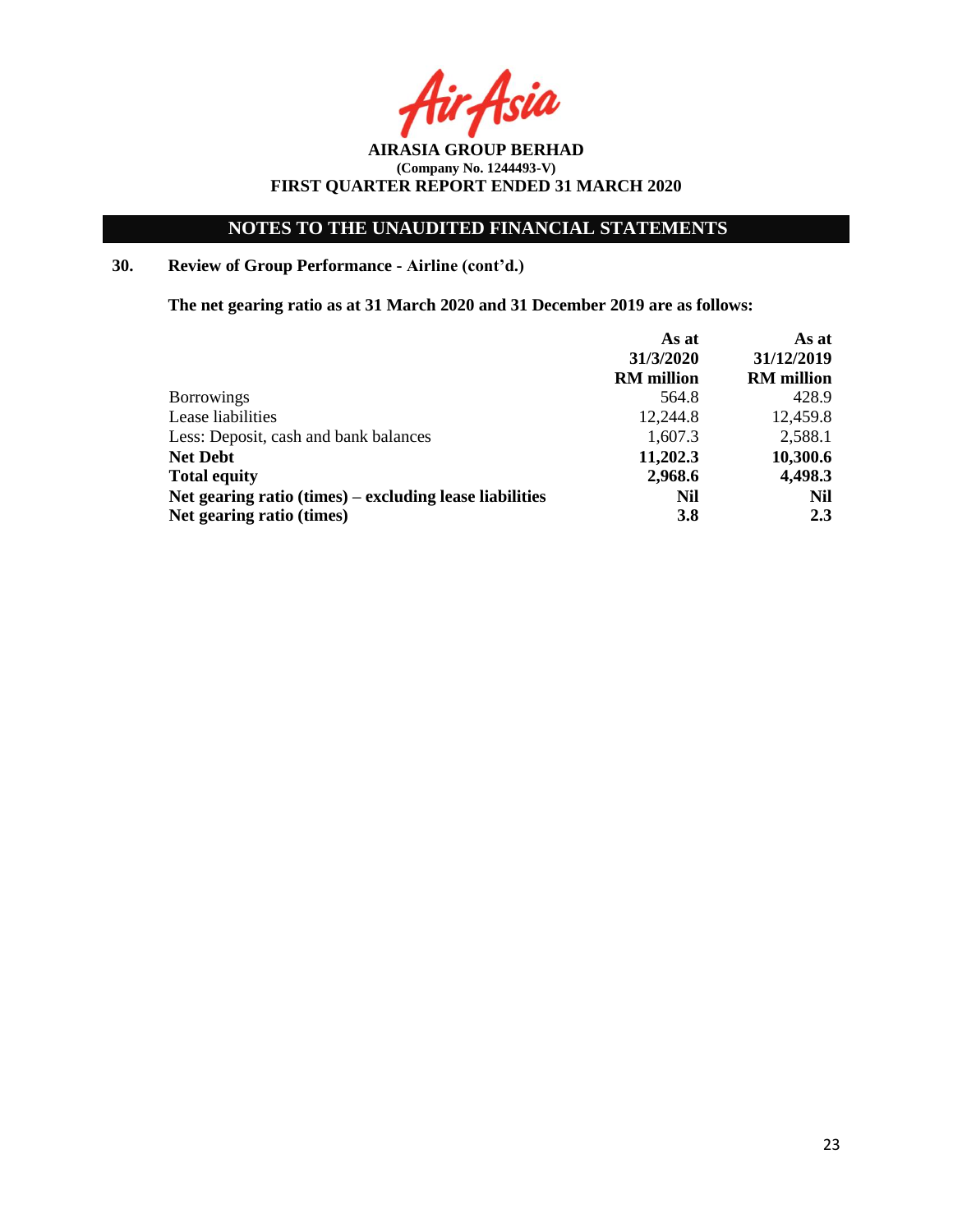AIRASIA GROUP BERHAD
(Company No. 1244493-V)
FIRST QUARTER REPORT ENDED 31 MARCH 2020

## NOTES TO THE UNAUDITED FINANCIAL STATEMENTS

### 30. Review of Group Performance - Airline (cont'd.)

**The net gearing ratio as at 31 March 2020 and 31 December 2019 are as follows:**

| | As at 31/3/2020 RM million | As at 31/12/2019 RM million |
|---|---|---|
| Borrowings | 564.8 | 428.9 |
| Lease liabilities | 12,244.8 | 12,459.8 |
| Less: Deposit, cash and bank balances | 1,607.3 | 2,588.1 |
| **Net Debt** | **11,202.3** | **10,300.6** |
| **Total equity** | **2,968.6** | **4,498.3** |
| **Net gearing ratio (times) – excluding lease liabilities** | **Nil** | **Nil** |
| **Net gearing ratio (times)** | **3.8** | **2.3** |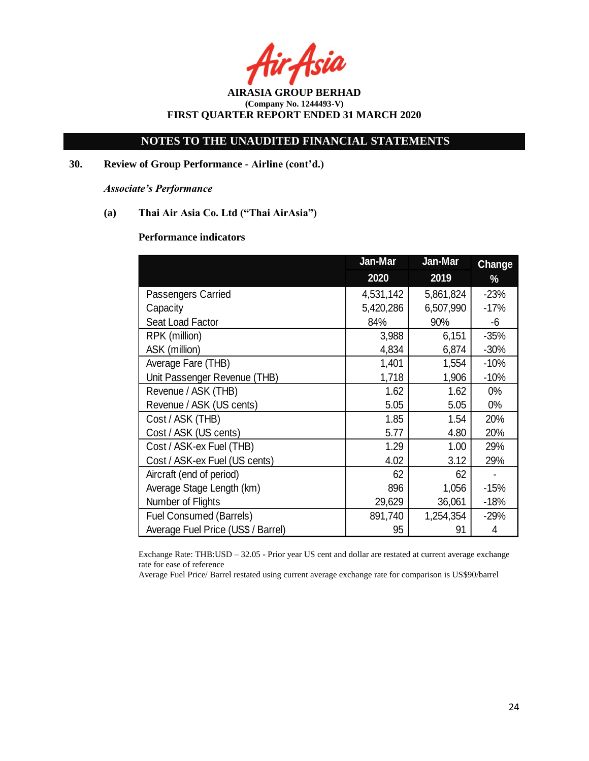**AIRASIA GROUP BERHAD**
**(Company No. 1244493-V)**
**FIRST QUARTER REPORT ENDED 31 MARCH 2020**

## NOTES TO THE UNAUDITED FINANCIAL STATEMENTS

### 30. Review of Group Performance - Airline (cont'd.)

*Associate's Performance*

**(a) Thai Air Asia Co. Ltd ("Thai AirAsia")**

**Performance indicators**

| | Jan-Mar 2020 | Jan-Mar 2019 | Change % |
|---|---|---|---|
| Passengers Carried | 4,531,142 | 5,861,824 | -23% |
| Capacity | 5,420,286 | 6,507,990 | -17% |
| Seat Load Factor | 84% | 90% | -6 |
| RPK (million) | 3,988 | 6,151 | -35% |
| ASK (million) | 4,834 | 6,874 | -30% |
| Average Fare (THB) | 1,401 | 1,554 | -10% |
| Unit Passenger Revenue (THB) | 1,718 | 1,906 | -10% |
| Revenue / ASK (THB) | 1.62 | 1.62 | 0% |
| Revenue / ASK (US cents) | 5.05 | 5.05 | 0% |
| Cost / ASK (THB) | 1.85 | 1.54 | 20% |
| Cost / ASK (US cents) | 5.77 | 4.80 | 20% |
| Cost / ASK-ex Fuel (THB) | 1.29 | 1.00 | 29% |
| Cost / ASK-ex Fuel (US cents) | 4.02 | 3.12 | 29% |
| Aircraft (end of period) | 62 | 62 | - |
| Average Stage Length (km) | 896 | 1,056 | -15% |
| Number of Flights | 29,629 | 36,061 | -18% |
| Fuel Consumed (Barrels) | 891,740 | 1,254,354 | -29% |
| Average Fuel Price (US$ / Barrel) | 95 | 91 | 4 |

Exchange Rate: THB:USD – 32.05 - Prior year US cent and dollar are restated at current average exchange rate for ease of reference

Average Fuel Price/ Barrel restated using current average exchange rate for comparison is US$90/barrel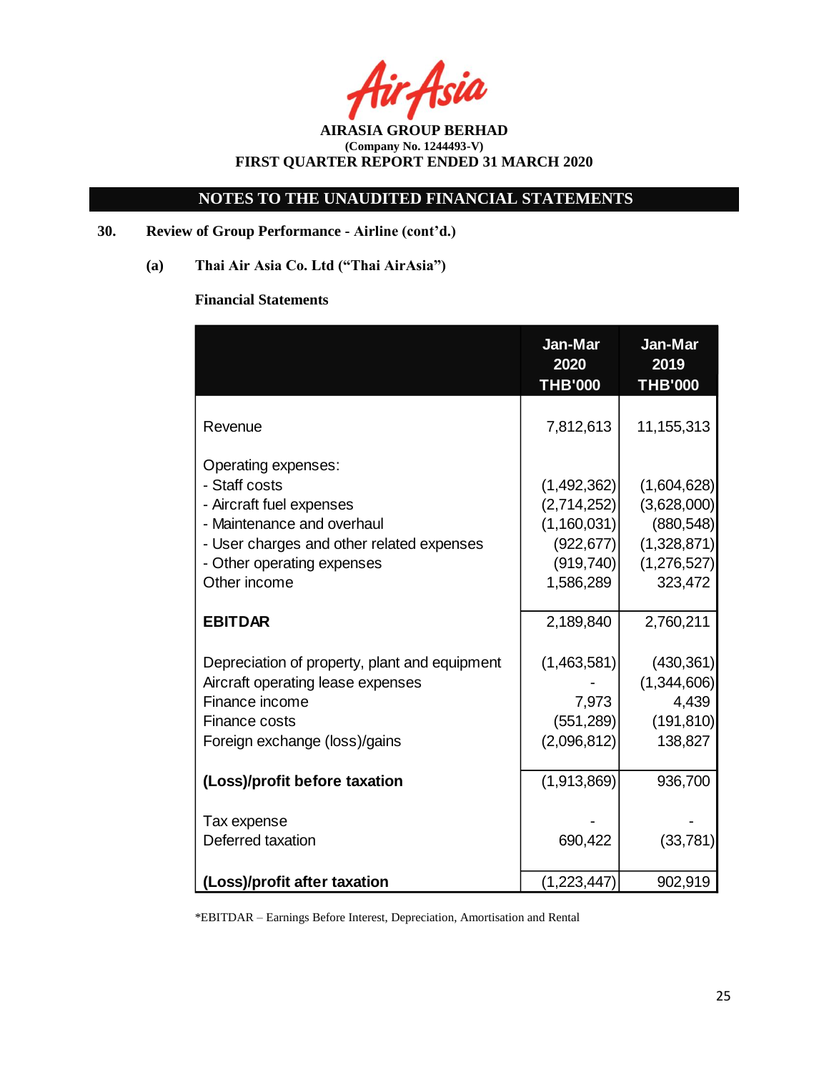AIRASIA GROUP BERHAD
(Company No. 1244493-V)
FIRST QUARTER REPORT ENDED 31 MARCH 2020

## NOTES TO THE UNAUDITED FINANCIAL STATEMENTS

**30. Review of Group Performance - Airline (cont'd.)**

**(a) Thai Air Asia Co. Ltd ("Thai AirAsia")**

**Financial Statements**

| | Jan-Mar 2020 THB'000 | Jan-Mar 2019 THB'000 |
|---|---|---|
| Revenue | 7,812,613 | 11,155,313 |
| Operating expenses: | | |
| - Staff costs | (1,492,362) | (1,604,628) |
| - Aircraft fuel expenses | (2,714,252) | (3,628,000) |
| - Maintenance and overhaul | (1,160,031) | (880,548) |
| - User charges and other related expenses | (922,677) | (1,328,871) |
| - Other operating expenses | (919,740) | (1,276,527) |
| Other income | 1,586,289 | 323,472 |
| **EBITDAR** | 2,189,840 | 2,760,211 |
| Depreciation of property, plant and equipment | (1,463,581) | (430,361) |
| Aircraft operating lease expenses | - | (1,344,606) |
| Finance income | 7,973 | 4,439 |
| Finance costs | (551,289) | (191,810) |
| Foreign exchange (loss)/gains | (2,096,812) | 138,827 |
| **(Loss)/profit before taxation** | (1,913,869) | 936,700 |
| Tax expense | - | - |
| Deferred taxation | 690,422 | (33,781) |
| **(Loss)/profit after taxation** | (1,223,447) | 902,919 |

*EBITDAR – Earnings Before Interest, Depreciation, Amortisation and Rental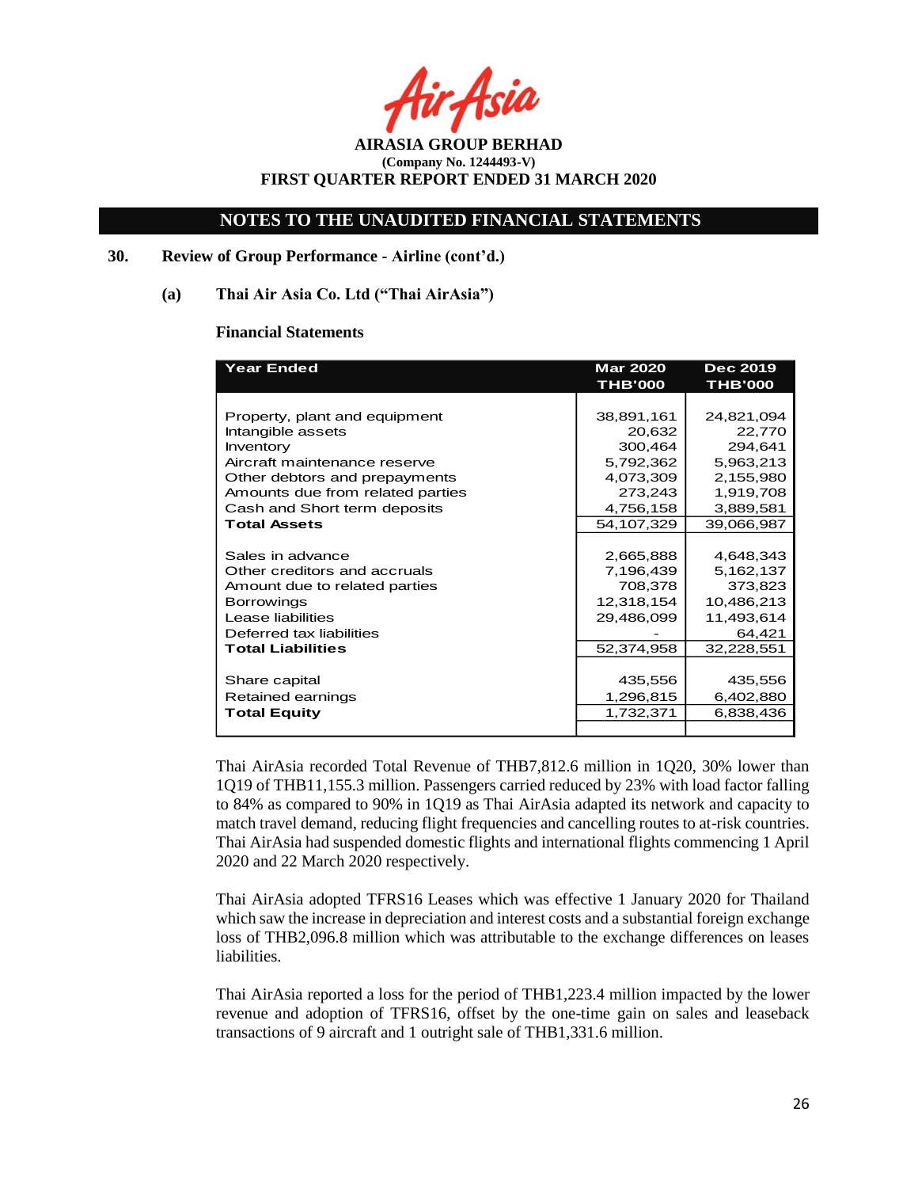**AIRASIA GROUP BERHAD**
**(Company No. 1244493-V)**
**FIRST QUARTER REPORT ENDED 31 MARCH 2020**

## NOTES TO THE UNAUDITED FINANCIAL STATEMENTS

### 30. Review of Group Performance - Airline (cont'd.)

#### (a) Thai Air Asia Co. Ltd ("Thai AirAsia")

**Financial Statements**

| Year Ended | Mar 2020 THB'000 | Dec 2019 THB'000 |
|---|---|---|
| Property, plant and equipment | 38,891,161 | 24,821,094 |
| Intangible assets | 20,632 | 22,770 |
| Inventory | 300,464 | 294,641 |
| Aircraft maintenance reserve | 5,792,362 | 5,963,213 |
| Other debtors and prepayments | 4,073,309 | 2,155,980 |
| Amounts due from related parties | 273,243 | 1,919,708 |
| Cash and Short term deposits | 4,756,158 | 3,889,581 |
| **Total Assets** | 54,107,329 | 39,066,987 |
| | | |
| Sales in advance | 2,665,888 | 4,648,343 |
| Other creditors and accruals | 7,196,439 | 5,162,137 |
| Amount due to related parties | 708,378 | 373,823 |
| Borrowings | 12,318,154 | 10,486,213 |
| Lease liabilities | 29,486,099 | 11,493,614 |
| Deferred tax liabilities | - | 64,421 |
| **Total Liabilities** | 52,374,958 | 32,228,551 |
| | | |
| Share capital | 435,556 | 435,556 |
| Retained earnings | 1,296,815 | 6,402,880 |
| **Total Equity** | 1,732,371 | 6,838,436 |

Thai AirAsia recorded Total Revenue of THB7,812.6 million in 1Q20, 30% lower than 1Q19 of THB11,155.3 million. Passengers carried reduced by 23% with load factor falling to 84% as compared to 90% in 1Q19 as Thai AirAsia adapted its network and capacity to match travel demand, reducing flight frequencies and cancelling routes to at-risk countries. Thai AirAsia had suspended domestic flights and international flights commencing 1 April 2020 and 22 March 2020 respectively.

Thai AirAsia adopted TFRS16 Leases which was effective 1 January 2020 for Thailand which saw the increase in depreciation and interest costs and a substantial foreign exchange loss of THB2,096.8 million which was attributable to the exchange differences on leases liabilities.

Thai AirAsia reported a loss for the period of THB1,223.4 million impacted by the lower revenue and adoption of TFRS16, offset by the one-time gain on sales and leaseback transactions of 9 aircraft and 1 outright sale of THB1,331.6 million.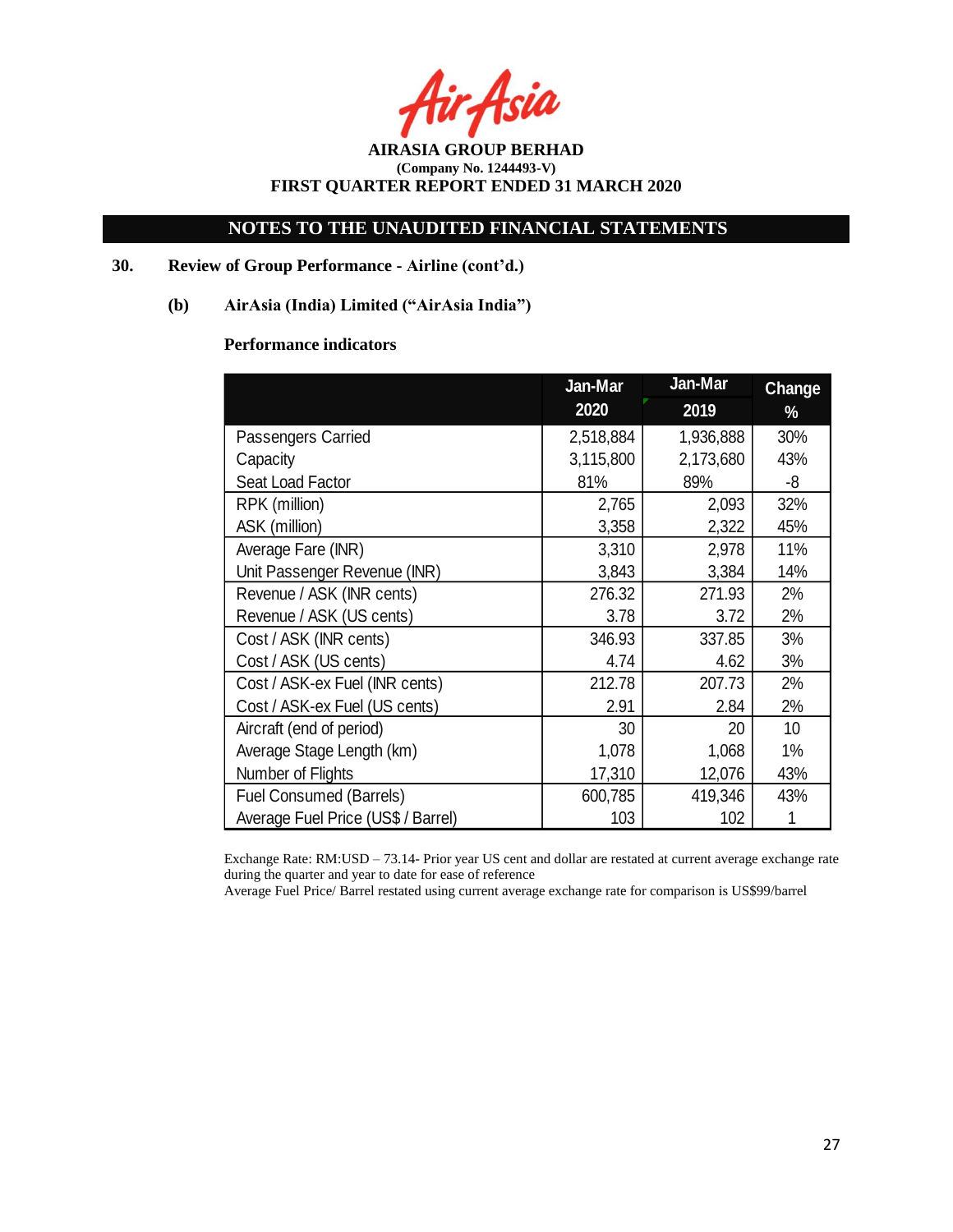**AIRASIA GROUP BERHAD**
**(Company No. 1244493-V)**
**FIRST QUARTER REPORT ENDED 31 MARCH 2020**

**NOTES TO THE UNAUDITED FINANCIAL STATEMENTS**

**30. Review of Group Performance - Airline (cont'd.)**

**(b) AirAsia (India) Limited ("AirAsia India")**

**Performance indicators**

| | Jan-Mar 2020 | Jan-Mar 2019 | Change % |
|---|---|---|---|
| Passengers Carried | 2,518,884 | 1,936,888 | 30% |
| Capacity | 3,115,800 | 2,173,680 | 43% |
| Seat Load Factor | 81% | 89% | -8 |
| RPK (million) | 2,765 | 2,093 | 32% |
| ASK (million) | 3,358 | 2,322 | 45% |
| Average Fare (INR) | 3,310 | 2,978 | 11% |
| Unit Passenger Revenue (INR) | 3,843 | 3,384 | 14% |
| Revenue / ASK (INR cents) | 276.32 | 271.93 | 2% |
| Revenue / ASK (US cents) | 3.78 | 3.72 | 2% |
| Cost / ASK (INR cents) | 346.93 | 337.85 | 3% |
| Cost / ASK (US cents) | 4.74 | 4.62 | 3% |
| Cost / ASK-ex Fuel (INR cents) | 212.78 | 207.73 | 2% |
| Cost / ASK-ex Fuel (US cents) | 2.91 | 2.84 | 2% |
| Aircraft (end of period) | 30 | 20 | 10 |
| Average Stage Length (km) | 1,078 | 1,068 | 1% |
| Number of Flights | 17,310 | 12,076 | 43% |
| Fuel Consumed (Barrels) | 600,785 | 419,346 | 43% |
| Average Fuel Price (US$ / Barrel) | 103 | 102 | 1 |

Exchange Rate: RM:USD – 73.14- Prior year US cent and dollar are restated at current average exchange rate during the quarter and year to date for ease of reference

Average Fuel Price/ Barrel restated using current average exchange rate for comparison is US$99/barrel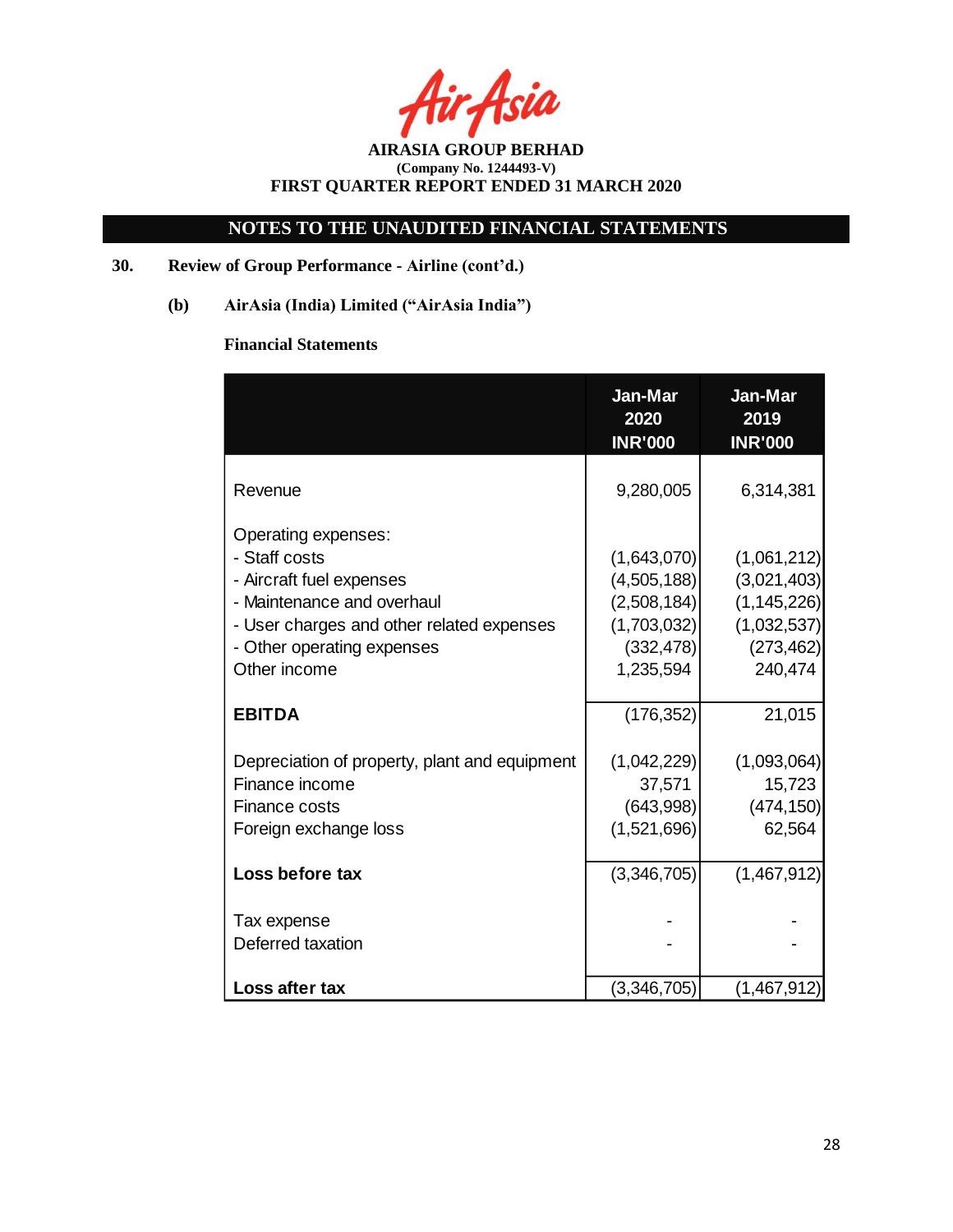AIRASIA GROUP BERHAD
(Company No. 1244493-V)
FIRST QUARTER REPORT ENDED 31 MARCH 2020

## NOTES TO THE UNAUDITED FINANCIAL STATEMENTS

**30. Review of Group Performance - Airline (cont'd.)**

**(b) AirAsia (India) Limited ("AirAsia India")**

**Financial Statements**

| | Jan-Mar 2020 INR'000 | Jan-Mar 2019 INR'000 |
|---|---|---|
| Revenue | 9,280,005 | 6,314,381 |
| Operating expenses: | | |
| - Staff costs | (1,643,070) | (1,061,212) |
| - Aircraft fuel expenses | (4,505,188) | (3,021,403) |
| - Maintenance and overhaul | (2,508,184) | (1,145,226) |
| - User charges and other related expenses | (1,703,032) | (1,032,537) |
| - Other operating expenses | (332,478) | (273,462) |
| Other income | 1,235,594 | 240,474 |
| **EBITDA** | (176,352) | 21,015 |
| Depreciation of property, plant and equipment | (1,042,229) | (1,093,064) |
| Finance income | 37,571 | 15,723 |
| Finance costs | (643,998) | (474,150) |
| Foreign exchange loss | (1,521,696) | 62,564 |
| **Loss before tax** | (3,346,705) | (1,467,912) |
| Tax expense | - | - |
| Deferred taxation | - | - |
| **Loss after tax** | (3,346,705) | (1,467,912) |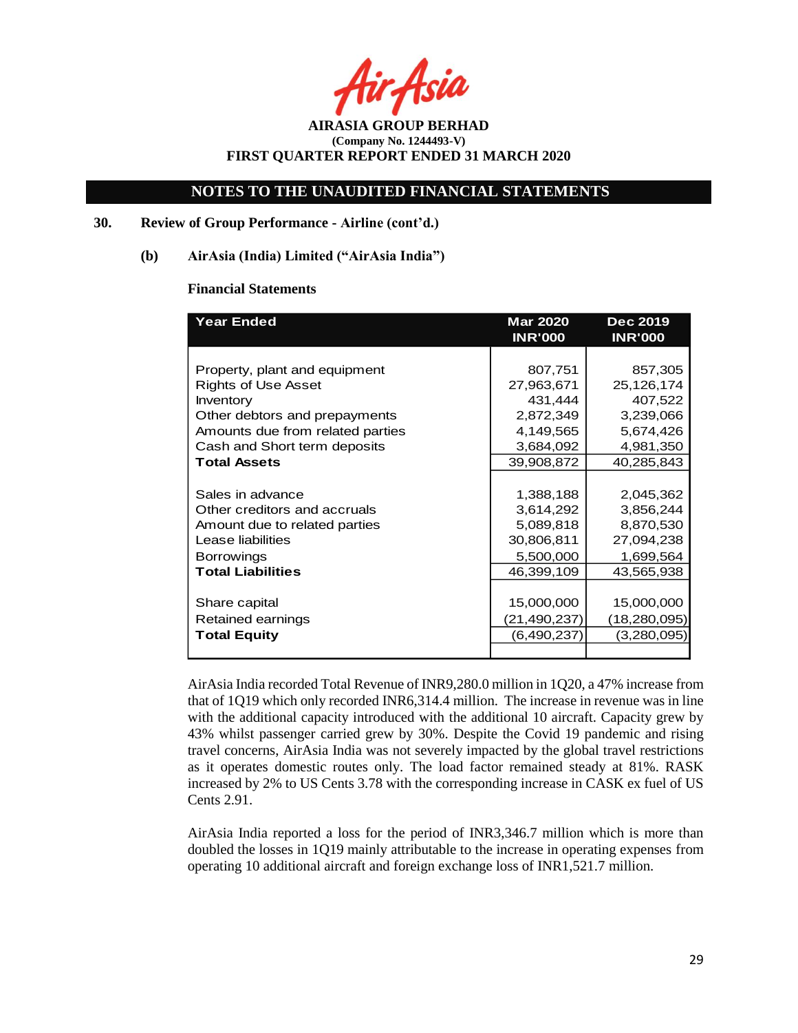## 30. Review of Group Performance - Airline (cont'd.)

### (b) AirAsia (India) Limited ("AirAsia India")

**Financial Statements**

| Year Ended | Mar 2020 INR'000 | Dec 2019 INR'000 |
|---|---|---|
| Property, plant and equipment | 807,751 | 857,305 |
| Rights of Use Asset | 27,963,671 | 25,126,174 |
| Inventory | 431,444 | 407,522 |
| Other debtors and prepayments | 2,872,349 | 3,239,066 |
| Amounts due from related parties | 4,149,565 | 5,674,426 |
| Cash and Short term deposits | 3,684,092 | 4,981,350 |
| **Total Assets** | 39,908,872 | 40,285,843 |
| | | |
| Sales in advance | 1,388,188 | 2,045,362 |
| Other creditors and accruals | 3,614,292 | 3,856,244 |
| Amount due to related parties | 5,089,818 | 8,870,530 |
| Lease liabilities | 30,806,811 | 27,094,238 |
| Borrowings | 5,500,000 | 1,699,564 |
| **Total Liabilities** | 46,399,109 | 43,565,938 |
| | | |
| Share capital | 15,000,000 | 15,000,000 |
| Retained earnings | (21,490,237) | (18,280,095) |
| **Total Equity** | (6,490,237) | (3,280,095) |

AirAsia India recorded Total Revenue of INR9,280.0 million in 1Q20, a 47% increase from that of 1Q19 which only recorded INR6,314.4 million. The increase in revenue was in line with the additional capacity introduced with the additional 10 aircraft. Capacity grew by 43% whilst passenger carried grew by 30%. Despite the Covid 19 pandemic and rising travel concerns, AirAsia India was not severely impacted by the global travel restrictions as it operates domestic routes only. The load factor remained steady at 81%. RASK increased by 2% to US Cents 3.78 with the corresponding increase in CASK ex fuel of US Cents 2.91.

AirAsia India reported a loss for the period of INR3,346.7 million which is more than doubled the losses in 1Q19 mainly attributable to the increase in operating expenses from operating 10 additional aircraft and foreign exchange loss of INR1,521.7 million.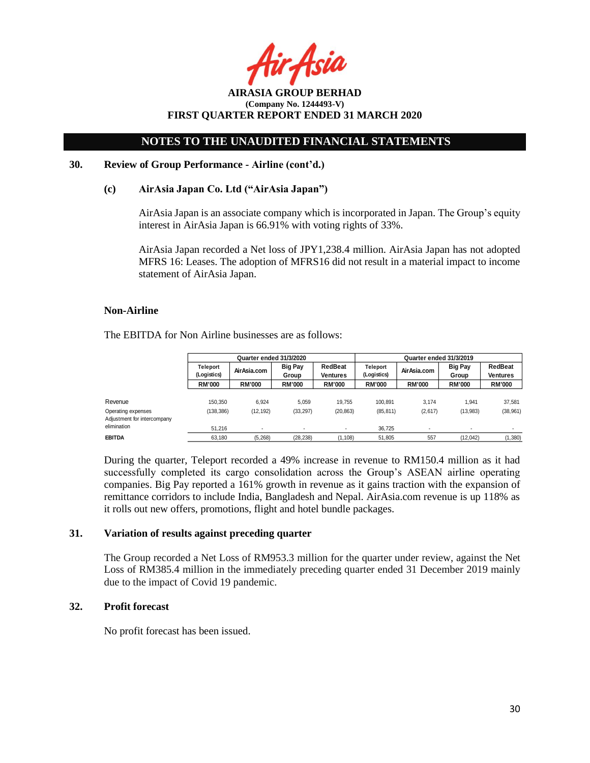## NOTES TO THE UNAUDITED FINANCIAL STATEMENTS

**30. Review of Group Performance - Airline (cont'd.)**

**(c) AirAsia Japan Co. Ltd ("AirAsia Japan")**

AirAsia Japan is an associate company which is incorporated in Japan. The Group's equity interest in AirAsia Japan is 66.91% with voting rights of 33%.

AirAsia Japan recorded a Net loss of JPY1,238.4 million. AirAsia Japan has not adopted MFRS 16: Leases. The adoption of MFRS16 did not result in a material impact to income statement of AirAsia Japan.

**Non-Airline**

The EBITDA for Non Airline businesses are as follows:

| | Quarter ended 31/3/2020 | | | | Quarter ended 31/3/2019 | | | |
|---|---|---|---|---|---|---|---|---|
| | Teleport (Logistics) | AirAsia.com | Big Pay Group | RedBeat Ventures | Teleport (Logistics) | AirAsia.com | Big Pay Group | RedBeat Ventures |
| | RM'000 | RM'000 | RM'000 | RM'000 | RM'000 | RM'000 | RM'000 | RM'000 |
| Revenue | 150,350 | 6,924 | 5,059 | 19,755 | 100,891 | 3,174 | 1,941 | 37,581 |
| Operating expenses | (138,386) | (12,192) | (33,297) | (20,863) | (85,811) | (2,617) | (13,983) | (38,961) |
| Adjustment for intercompany elimination | 51,216 | - | - | - | 36,725 | - | - | - |
| **EBITDA** | 63,180 | (5,268) | (28,238) | (1,108) | 51,805 | 557 | (12,042) | (1,380) |

During the quarter, Teleport recorded a 49% increase in revenue to RM150.4 million as it had successfully completed its cargo consolidation across the Group's ASEAN airline operating companies. Big Pay reported a 161% growth in revenue as it gains traction with the expansion of remittance corridors to include India, Bangladesh and Nepal. AirAsia.com revenue is up 118% as it rolls out new offers, promotions, flight and hotel bundle packages.

**31. Variation of results against preceding quarter**

The Group recorded a Net Loss of RM953.3 million for the quarter under review, against the Net Loss of RM385.4 million in the immediately preceding quarter ended 31 December 2019 mainly due to the impact of Covid 19 pandemic.

**32. Profit forecast**

No profit forecast has been issued.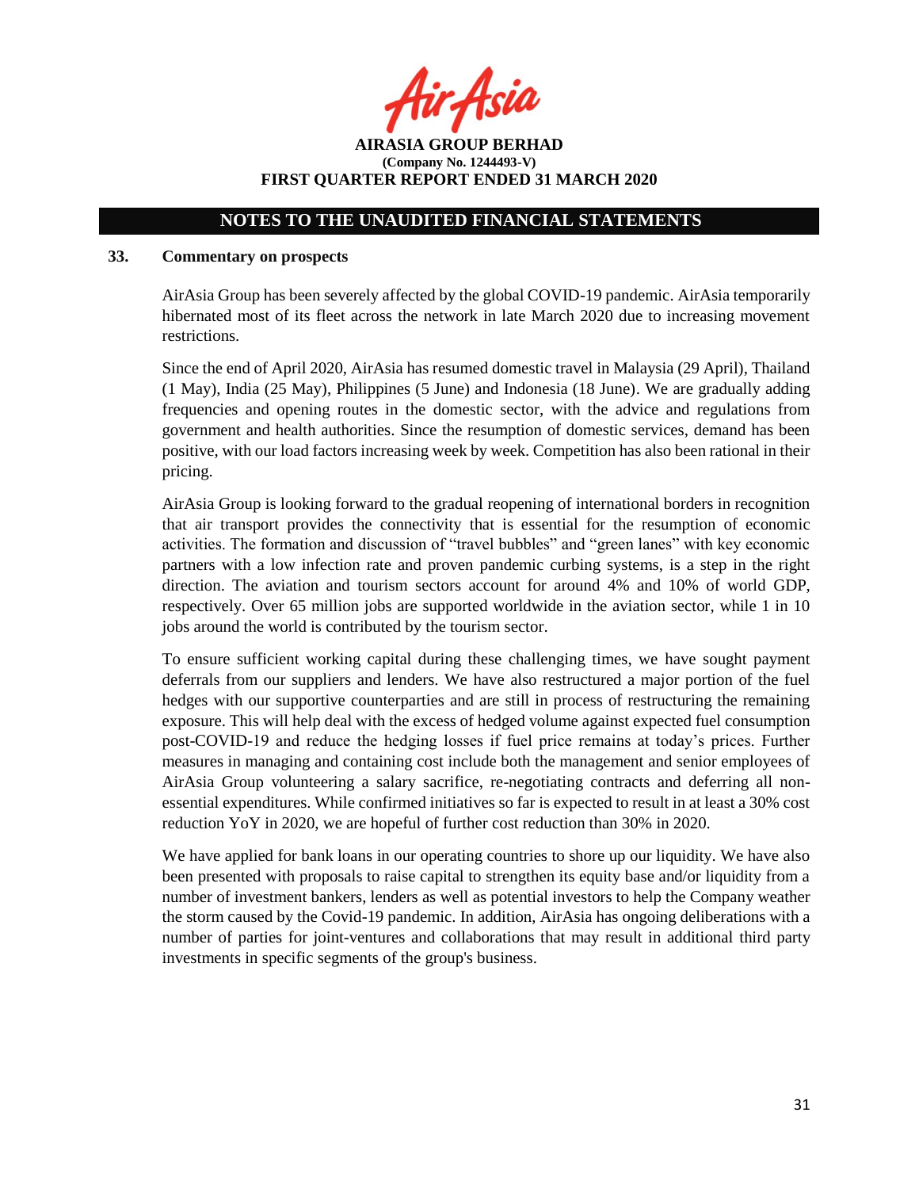**AIRASIA GROUP BERHAD**
**(Company No. 1244493-V)**
**FIRST QUARTER REPORT ENDED 31 MARCH 2020**

## NOTES TO THE UNAUDITED FINANCIAL STATEMENTS

### 33. Commentary on prospects

AirAsia Group has been severely affected by the global COVID-19 pandemic. AirAsia temporarily hibernated most of its fleet across the network in late March 2020 due to increasing movement restrictions.

Since the end of April 2020, AirAsia has resumed domestic travel in Malaysia (29 April), Thailand (1 May), India (25 May), Philippines (5 June) and Indonesia (18 June). We are gradually adding frequencies and opening routes in the domestic sector, with the advice and regulations from government and health authorities. Since the resumption of domestic services, demand has been positive, with our load factors increasing week by week. Competition has also been rational in their pricing.

AirAsia Group is looking forward to the gradual reopening of international borders in recognition that air transport provides the connectivity that is essential for the resumption of economic activities. The formation and discussion of "travel bubbles" and "green lanes" with key economic partners with a low infection rate and proven pandemic curbing systems, is a step in the right direction. The aviation and tourism sectors account for around 4% and 10% of world GDP, respectively. Over 65 million jobs are supported worldwide in the aviation sector, while 1 in 10 jobs around the world is contributed by the tourism sector.

To ensure sufficient working capital during these challenging times, we have sought payment deferrals from our suppliers and lenders. We have also restructured a major portion of the fuel hedges with our supportive counterparties and are still in process of restructuring the remaining exposure. This will help deal with the excess of hedged volume against expected fuel consumption post-COVID-19 and reduce the hedging losses if fuel price remains at today's prices. Further measures in managing and containing cost include both the management and senior employees of AirAsia Group volunteering a salary sacrifice, re-negotiating contracts and deferring all non-essential expenditures. While confirmed initiatives so far is expected to result in at least a 30% cost reduction YoY in 2020, we are hopeful of further cost reduction than 30% in 2020.

We have applied for bank loans in our operating countries to shore up our liquidity. We have also been presented with proposals to raise capital to strengthen its equity base and/or liquidity from a number of investment bankers, lenders as well as potential investors to help the Company weather the storm caused by the Covid-19 pandemic. In addition, AirAsia has ongoing deliberations with a number of parties for joint-ventures and collaborations that may result in additional third party investments in specific segments of the group's business.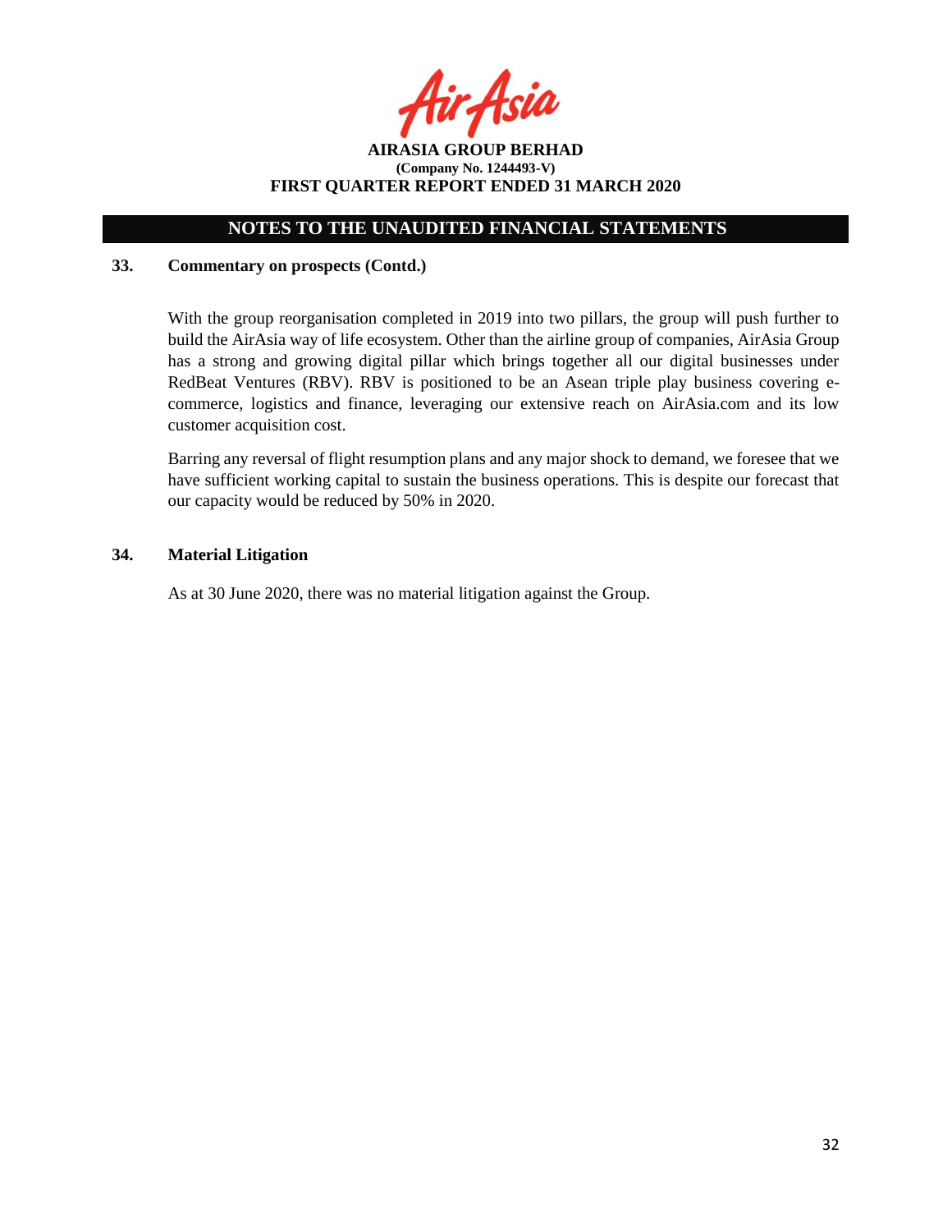## NOTES TO THE UNAUDITED FINANCIAL STATEMENTS

### 33. Commentary on prospects (Contd.)

With the group reorganisation completed in 2019 into two pillars, the group will push further to build the AirAsia way of life ecosystem. Other than the airline group of companies, AirAsia Group has a strong and growing digital pillar which brings together all our digital businesses under RedBeat Ventures (RBV). RBV is positioned to be an Asean triple play business covering e-commerce, logistics and finance, leveraging our extensive reach on AirAsia.com and its low customer acquisition cost.

Barring any reversal of flight resumption plans and any major shock to demand, we foresee that we have sufficient working capital to sustain the business operations. This is despite our forecast that our capacity would be reduced by 50% in 2020.

### 34. Material Litigation

As at 30 June 2020, there was no material litigation against the Group.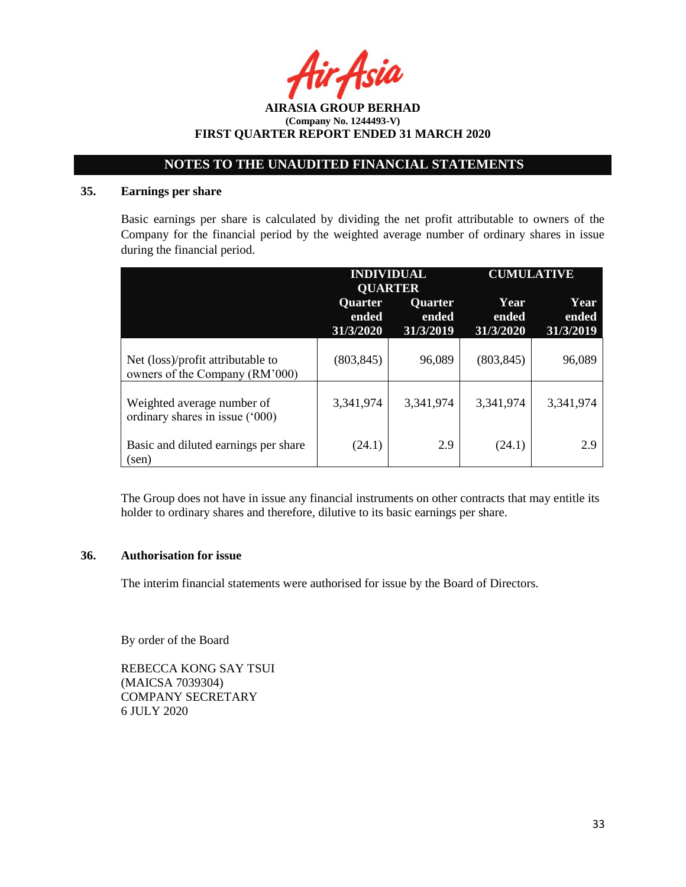## NOTES TO THE UNAUDITED FINANCIAL STATEMENTS

### 35. Earnings per share

Basic earnings per share is calculated by dividing the net profit attributable to owners of the Company for the financial period by the weighted average number of ordinary shares in issue during the financial period.

| | INDIVIDUAL QUARTER | | CUMULATIVE | |
|---|---|---|---|---|
| | Quarter ended 31/3/2020 | Quarter ended 31/3/2019 | Year ended 31/3/2020 | Year ended 31/3/2019 |
| Net (loss)/profit attributable to owners of the Company (RM'000) | (803,845) | 96,089 | (803,845) | 96,089 |
| Weighted average number of ordinary shares in issue ('000) | 3,341,974 | 3,341,974 | 3,341,974 | 3,341,974 |
| Basic and diluted earnings per share (sen) | (24.1) | 2.9 | (24.1) | 2.9 |

The Group does not have in issue any financial instruments on other contracts that may entitle its holder to ordinary shares and therefore, dilutive to its basic earnings per share.

### 36. Authorisation for issue

The interim financial statements were authorised for issue by the Board of Directors.

By order of the Board

REBECCA KONG SAY TSUI
(MAICSA 7039304)
COMPANY SECRETARY
6 JULY 2020